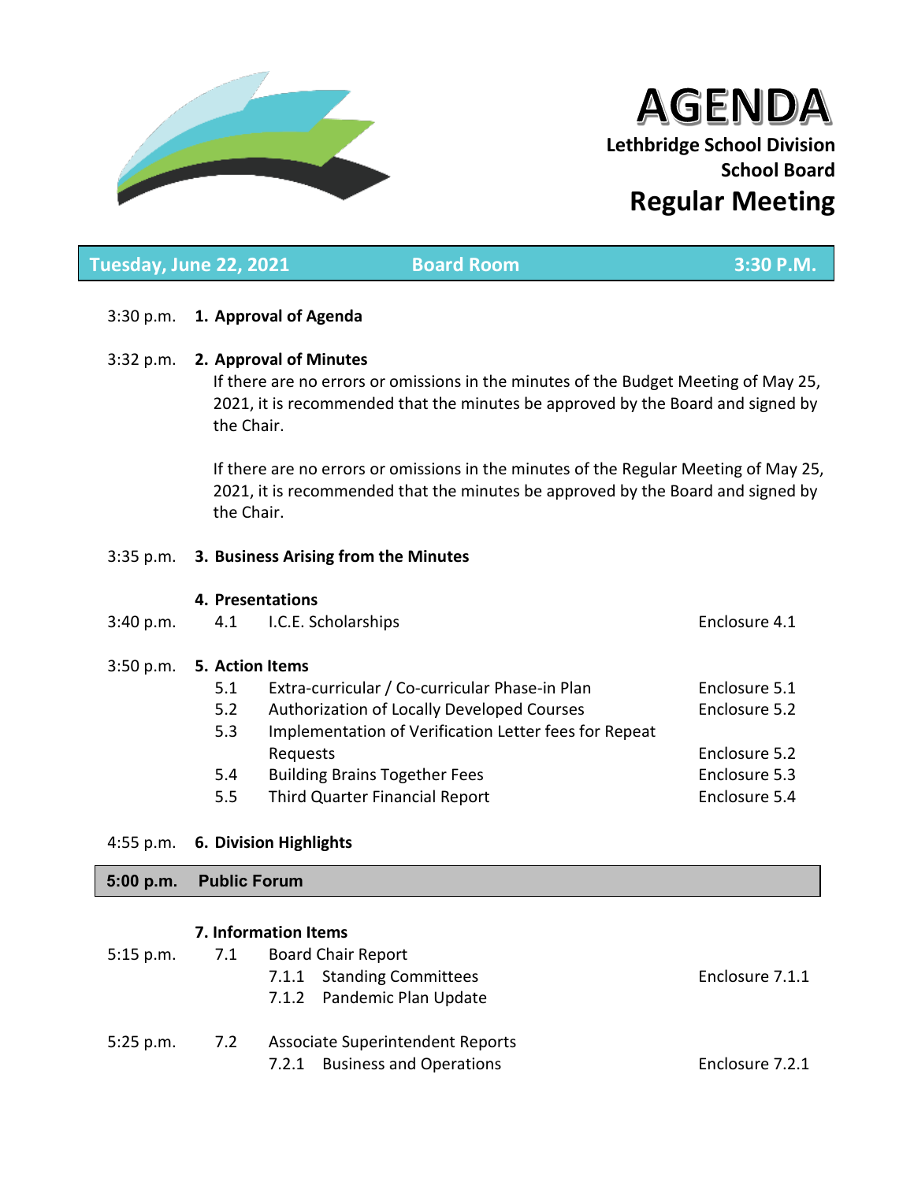# AGENDA

**Lethbridge School Division School Board**

## Regular Meeting

**Tuesday, June 22, 2021 | Board Room | 3:30 P.M.**

3:30 p.m. **1. Approval of Agenda**

3:32 p.m. **2. Approval of Minutes**

If there are no errors or omissions in the minutes of the Budget Meeting of May 25, 2021, it is recommended that the minutes be approved by the Board and signed by the Chair.

If there are no errors or omissions in the minutes of the Regular Meeting of May 25, 2021, it is recommended that the minutes be approved by the Board and signed by the Chair.

3:35 p.m. **3. Business Arising from the Minutes**

**4. Presentations**

| Time | Item | Description | Enclosure |
|---|---|---|---|
| 3:40 p.m. | 4.1 | I.C.E. Scholarships | Enclosure 4.1 |

3:50 p.m. **5. Action Items**

| Item | Description | Enclosure |
|---|---|---|
| 5.1 | Extra-curricular / Co-curricular Phase-in Plan | Enclosure 5.1 |
| 5.2 | Authorization of Locally Developed Courses | Enclosure 5.2 |
| 5.3 | Implementation of Verification Letter fees for Repeat Requests | Enclosure 5.2 |
| 5.4 | Building Brains Together Fees | Enclosure 5.3 |
| 5.5 | Third Quarter Financial Report | Enclosure 5.4 |

4:55 p.m. **6. Division Highlights**

**5:00 p.m. Public Forum**

**7. Information Items**

| Time | Item | Description | Enclosure |
|---|---|---|---|
| 5:15 p.m. | 7.1 | Board Chair Report | |
| | | 7.1.1 Standing Committees | Enclosure 7.1.1 |
| | | 7.1.2 Pandemic Plan Update | |
| 5:25 p.m. | 7.2 | Associate Superintendent Reports | |
| | | 7.2.1 Business and Operations | Enclosure 7.2.1 |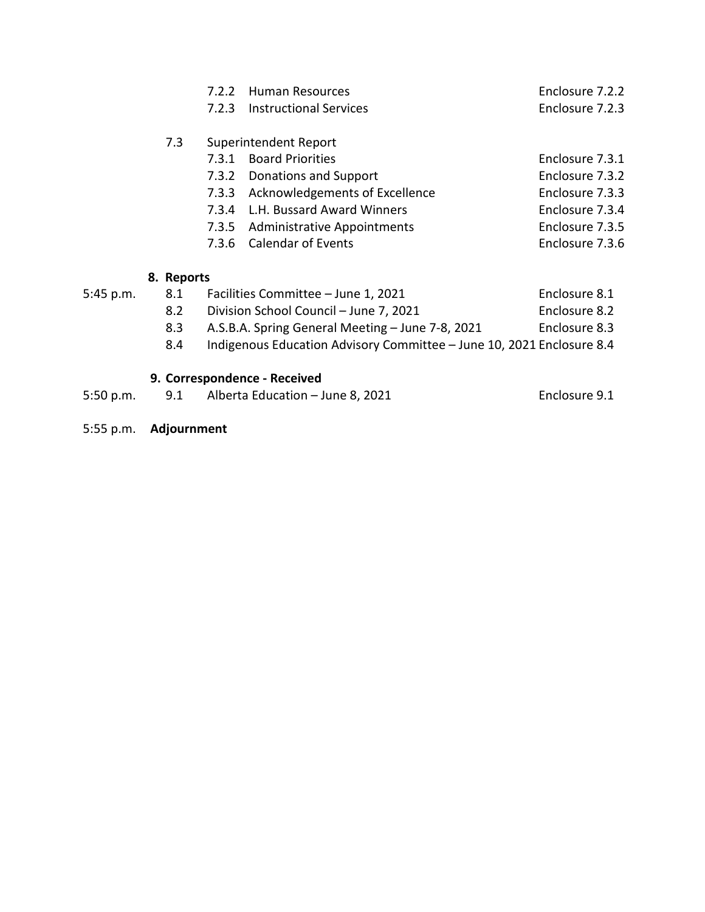| Time | No. | Item | Enclosure |
|---|---|---|---|
| | 7.2.2 | Human Resources | Enclosure 7.2.2 |
| | 7.2.3 | Instructional Services | Enclosure 7.2.3 |
| | 7.3 | Superintendent Report | |
| | 7.3.1 | Board Priorities | Enclosure 7.3.1 |
| | 7.3.2 | Donations and Support | Enclosure 7.3.2 |
| | 7.3.3 | Acknowledgements of Excellence | Enclosure 7.3.3 |
| | 7.3.4 | L.H. Bussard Award Winners | Enclosure 7.3.4 |
| | 7.3.5 | Administrative Appointments | Enclosure 7.3.5 |
| | 7.3.6 | Calendar of Events | Enclosure 7.3.6 |
| | **8.** | **Reports** | |
| 5:45 p.m. | 8.1 | Facilities Committee – June 1, 2021 | Enclosure 8.1 |
| | 8.2 | Division School Council – June 7, 2021 | Enclosure 8.2 |
| | 8.3 | A.S.B.A. Spring General Meeting – June 7-8, 2021 | Enclosure 8.3 |
| | 8.4 | Indigenous Education Advisory Committee – June 10, 2021 | Enclosure 8.4 |
| | **9.** | **Correspondence - Received** | |
| 5:50 p.m. | 9.1 | Alberta Education – June 8, 2021 | Enclosure 9.1 |
| 5:55 p.m. | | **Adjournment** | |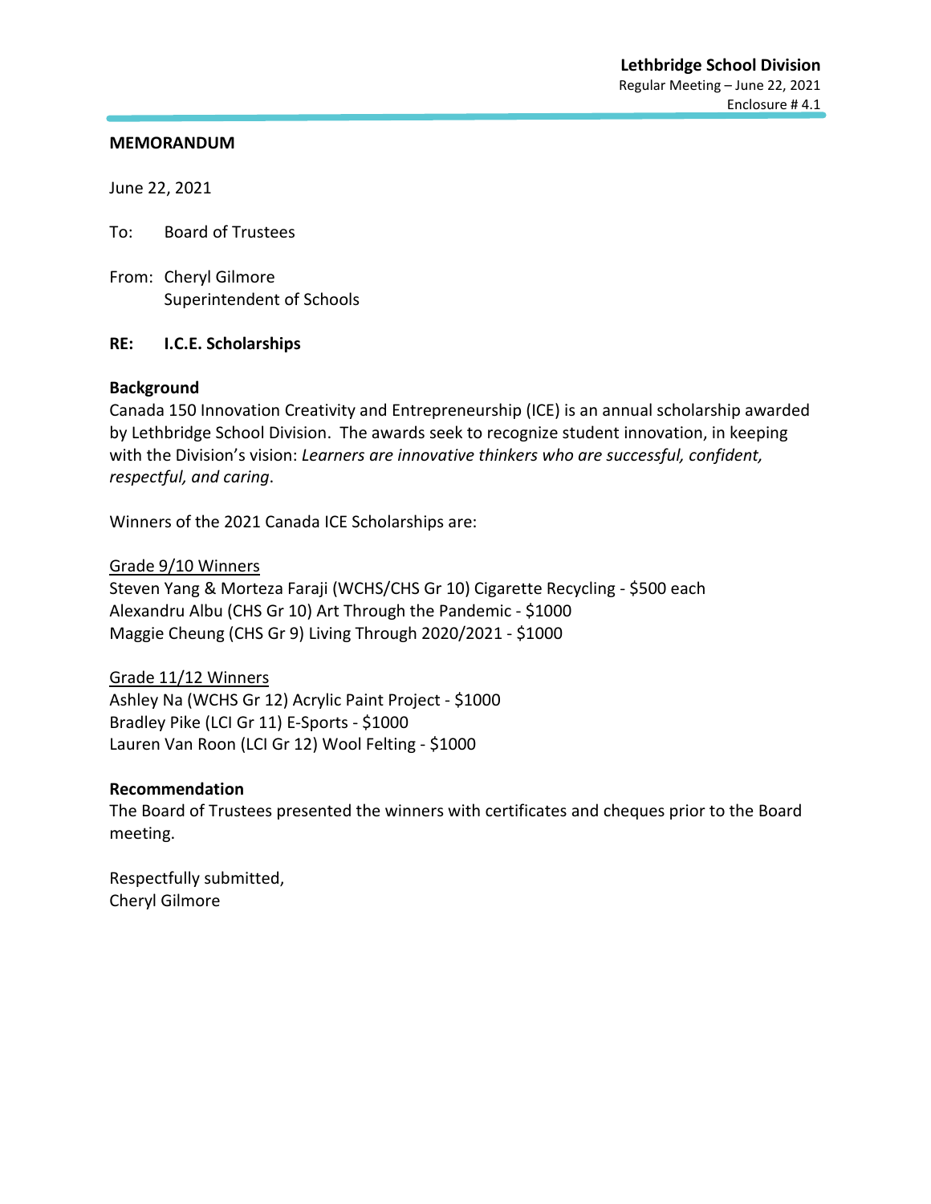Lethbridge School Division
Regular Meeting – June 22, 2021
Enclosure # 4.1

**MEMORANDUM**

June 22, 2021

To: Board of Trustees

From: Cheryl Gilmore
Superintendent of Schools

**RE: I.C.E. Scholarships**

**Background**
Canada 150 Innovation Creativity and Entrepreneurship (ICE) is an annual scholarship awarded by Lethbridge School Division. The awards seek to recognize student innovation, in keeping with the Division's vision: *Learners are innovative thinkers who are successful, confident, respectful, and caring*.

Winners of the 2021 Canada ICE Scholarships are:

<u>Grade 9/10 Winners</u>
Steven Yang & Morteza Faraji (WCHS/CHS Gr 10) Cigarette Recycling - $500 each
Alexandru Albu (CHS Gr 10) Art Through the Pandemic - $1000
Maggie Cheung (CHS Gr 9) Living Through 2020/2021 - $1000

<u>Grade 11/12 Winners</u>
Ashley Na (WCHS Gr 12) Acrylic Paint Project - $1000
Bradley Pike (LCI Gr 11) E-Sports - $1000
Lauren Van Roon (LCI Gr 12) Wool Felting - $1000

**Recommendation**
The Board of Trustees presented the winners with certificates and cheques prior to the Board meeting.

Respectfully submitted,
Cheryl Gilmore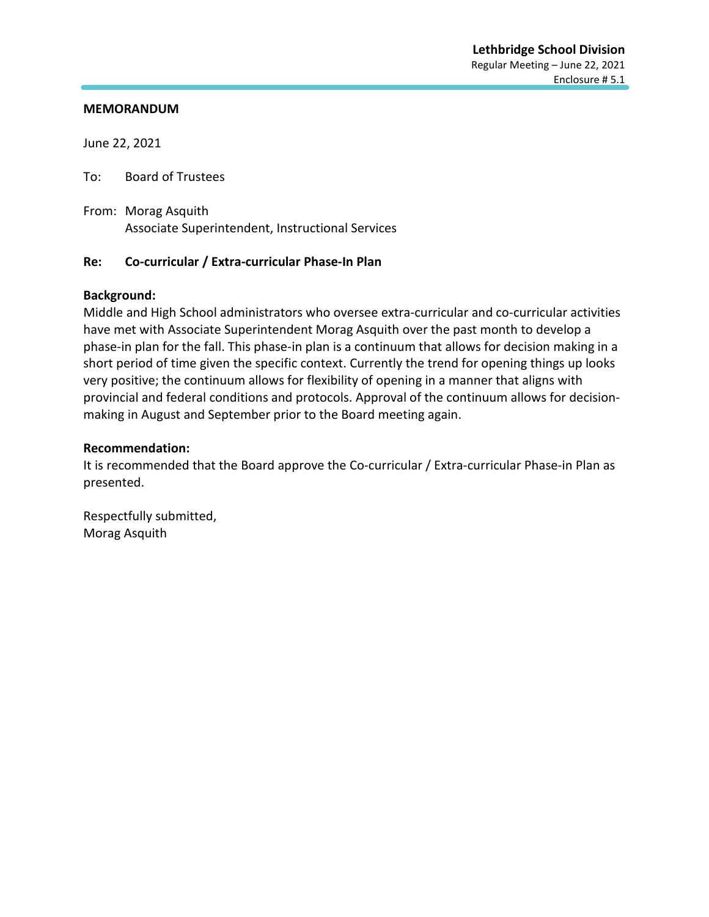**MEMORANDUM**

June 22, 2021

To: Board of Trustees

From: Morag Asquith
Associate Superintendent, Instructional Services

**Re: Co-curricular / Extra-curricular Phase-In Plan**

**Background:**
Middle and High School administrators who oversee extra-curricular and co-curricular activities have met with Associate Superintendent Morag Asquith over the past month to develop a phase-in plan for the fall. This phase-in plan is a continuum that allows for decision making in a short period of time given the specific context. Currently the trend for opening things up looks very positive; the continuum allows for flexibility of opening in a manner that aligns with provincial and federal conditions and protocols. Approval of the continuum allows for decision-making in August and September prior to the Board meeting again.

**Recommendation:**
It is recommended that the Board approve the Co-curricular / Extra-curricular Phase-in Plan as presented.

Respectfully submitted,
Morag Asquith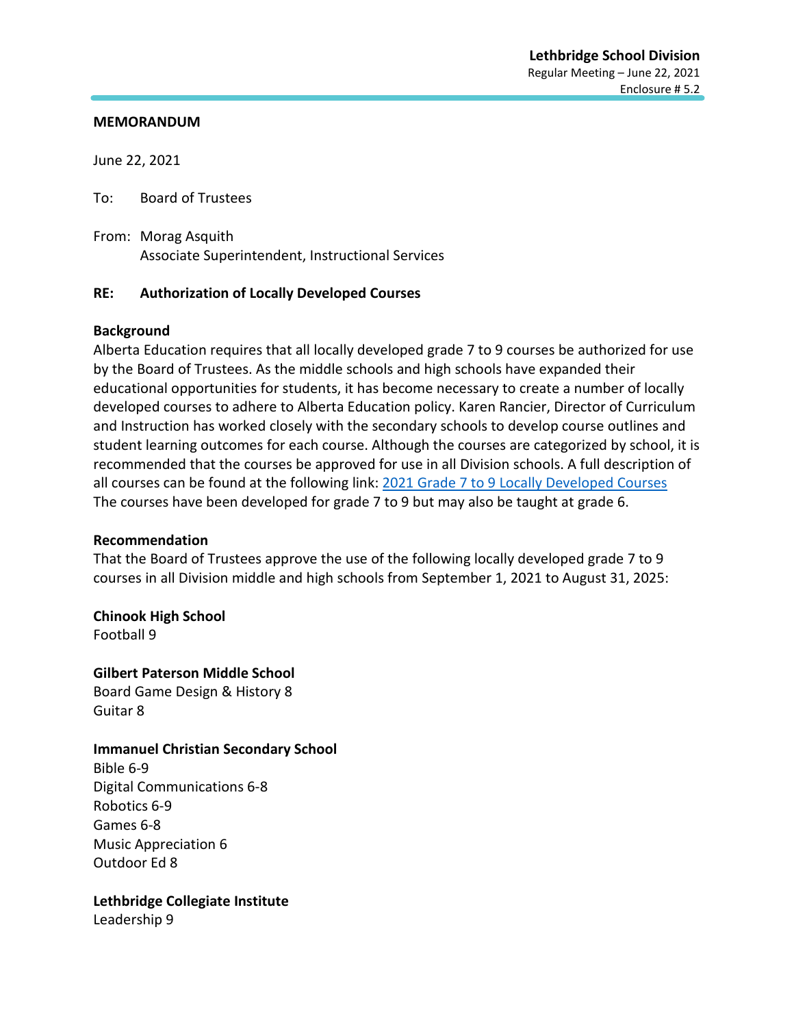**MEMORANDUM**

June 22, 2021

To: Board of Trustees

From: Morag Asquith
Associate Superintendent, Instructional Services

**RE: Authorization of Locally Developed Courses**

**Background**

Alberta Education requires that all locally developed grade 7 to 9 courses be authorized for use by the Board of Trustees. As the middle schools and high schools have expanded their educational opportunities for students, it has become necessary to create a number of locally developed courses to adhere to Alberta Education policy. Karen Rancier, Director of Curriculum and Instruction has worked closely with the secondary schools to develop course outlines and student learning outcomes for each course. Although the courses are categorized by school, it is recommended that the courses be approved for use in all Division schools. A full description of all courses can be found at the following link: 2021 Grade 7 to 9 Locally Developed Courses The courses have been developed for grade 7 to 9 but may also be taught at grade 6.

**Recommendation**

That the Board of Trustees approve the use of the following locally developed grade 7 to 9 courses in all Division middle and high schools from September 1, 2021 to August 31, 2025:

**Chinook High School**
Football 9

**Gilbert Paterson Middle School**
Board Game Design & History 8
Guitar 8

**Immanuel Christian Secondary School**
Bible 6-9
Digital Communications 6-8
Robotics 6-9
Games 6-8
Music Appreciation 6
Outdoor Ed 8

**Lethbridge Collegiate Institute**
Leadership 9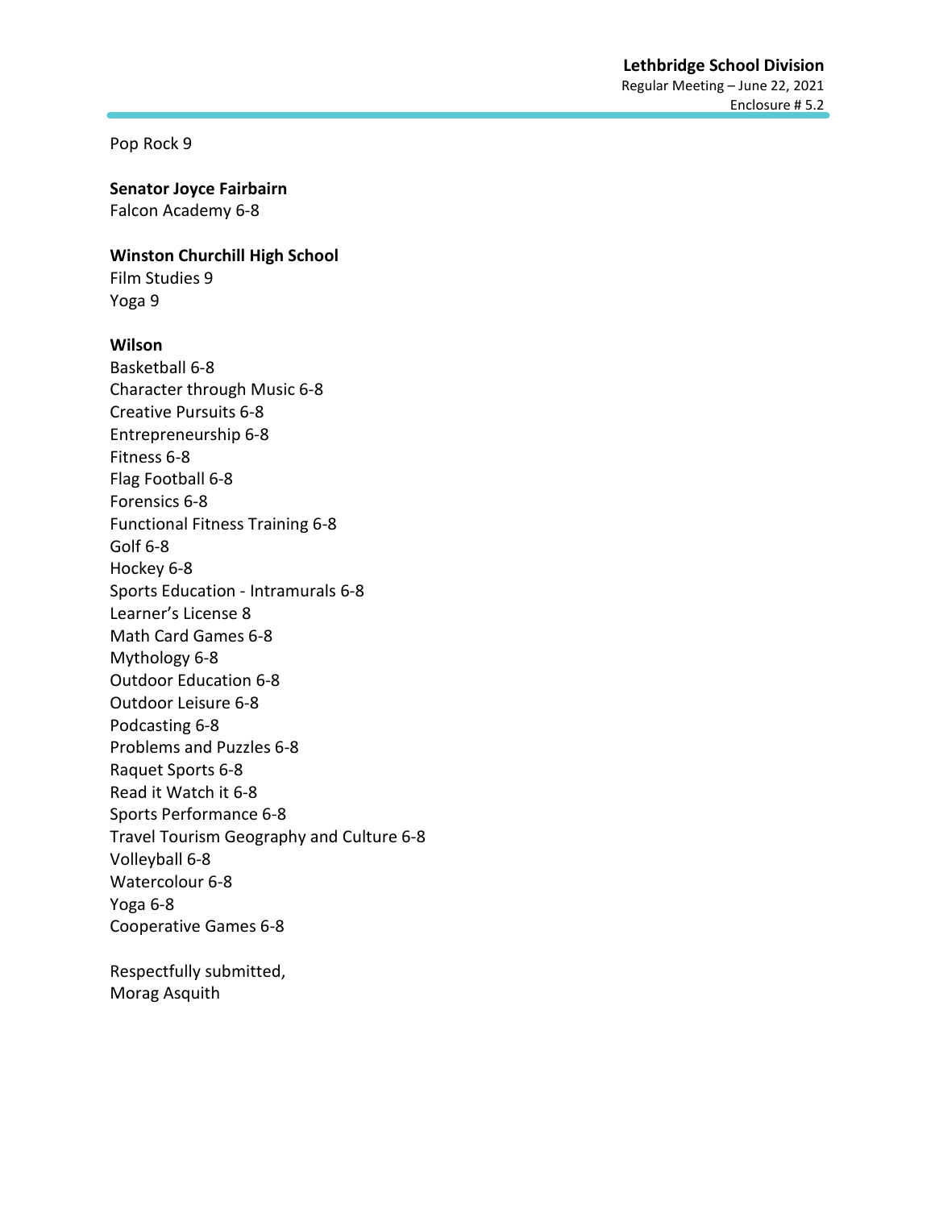Pop Rock 9

**Senator Joyce Fairbairn**
Falcon Academy 6-8

**Winston Churchill High School**
Film Studies 9
Yoga 9

**Wilson**
Basketball 6-8
Character through Music 6-8
Creative Pursuits 6-8
Entrepreneurship 6-8
Fitness 6-8
Flag Football 6-8
Forensics 6-8
Functional Fitness Training 6-8
Golf 6-8
Hockey 6-8
Sports Education - Intramurals 6-8
Learner's License 8
Math Card Games 6-8
Mythology 6-8
Outdoor Education 6-8
Outdoor Leisure 6-8
Podcasting 6-8
Problems and Puzzles 6-8
Raquet Sports 6-8
Read it Watch it 6-8
Sports Performance 6-8
Travel Tourism Geography and Culture 6-8
Volleyball 6-8
Watercolour 6-8
Yoga 6-8
Cooperative Games 6-8

Respectfully submitted,
Morag Asquith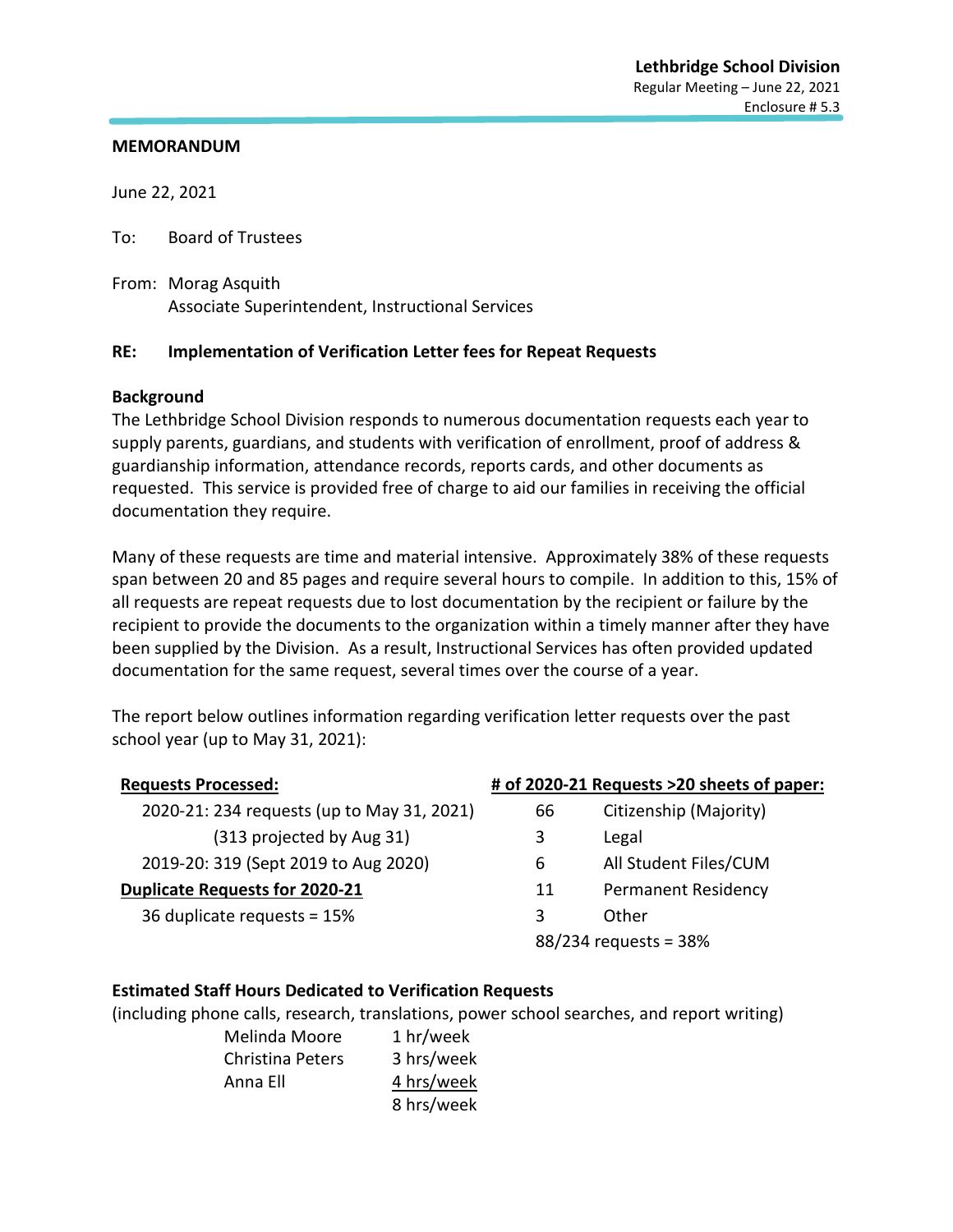**Lethbridge School Division**
Regular Meeting – June 22, 2021
Enclosure # 5.3

**MEMORANDUM**

June 22, 2021

To: Board of Trustees

From: Morag Asquith
Associate Superintendent, Instructional Services

**RE: Implementation of Verification Letter fees for Repeat Requests**

**Background**

The Lethbridge School Division responds to numerous documentation requests each year to supply parents, guardians, and students with verification of enrollment, proof of address & guardianship information, attendance records, reports cards, and other documents as requested. This service is provided free of charge to aid our families in receiving the official documentation they require.

Many of these requests are time and material intensive. Approximately 38% of these requests span between 20 and 85 pages and require several hours to compile. In addition to this, 15% of all requests are repeat requests due to lost documentation by the recipient or failure by the recipient to provide the documents to the organization within a timely manner after they have been supplied by the Division. As a result, Instructional Services has often provided updated documentation for the same request, several times over the course of a year.

The report below outlines information regarding verification letter requests over the past school year (up to May 31, 2021):

**Requests Processed:**

- 2020-21: 234 requests (up to May 31, 2021)
  - (313 projected by Aug 31)
- 2019-20: 319 (Sept 2019 to Aug 2020)

**Duplicate Requests for 2020-21**

- 36 duplicate requests = 15%

**# of 2020-21 Requests >20 sheets of paper:**

| # | Type |
|---|---|
| 66 | Citizenship (Majority) |
| 3 | Legal |
| 6 | All Student Files/CUM |
| 11 | Permanent Residency |
| 3 | Other |

88/234 requests = 38%

**Estimated Staff Hours Dedicated to Verification Requests**

(including phone calls, research, translations, power school searches, and report writing)

| Staff | Hours |
|---|---|
| Melinda Moore | 1 hr/week |
| Christina Peters | 3 hrs/week |
| Anna Ell | 4 hrs/week |
| | 8 hrs/week |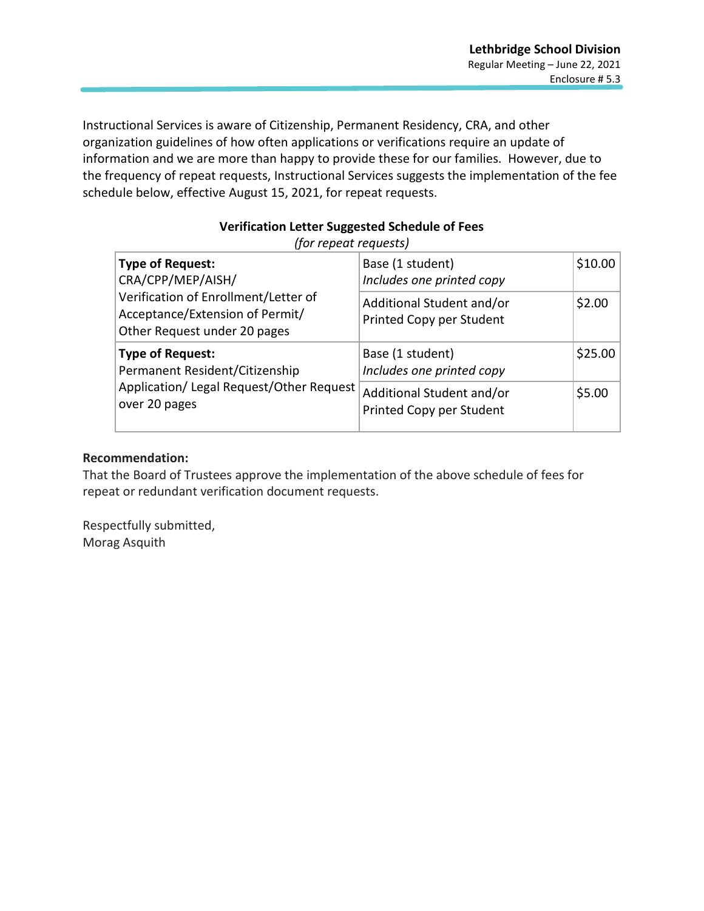Instructional Services is aware of Citizenship, Permanent Residency, CRA, and other organization guidelines of how often applications or verifications require an update of information and we are more than happy to provide these for our families. However, due to the frequency of repeat requests, Instructional Services suggests the implementation of the fee schedule below, effective August 15, 2021, for repeat requests.

**Verification Letter Suggested Schedule of Fees**

*(for repeat requests)*

| Type of Request | Item | Fee |
|---|---|---|
| **Type of Request:** CRA/CPP/MEP/AISH/ Verification of Enrollment/Letter of Acceptance/Extension of Permit/ Other Request under 20 pages | Base (1 student) *Includes one printed copy* | $10.00 |
| | Additional Student and/or Printed Copy per Student | $2.00 |
| **Type of Request:** Permanent Resident/Citizenship Application/ Legal Request/Other Request over 20 pages | Base (1 student) *Includes one printed copy* | $25.00 |
| | Additional Student and/or Printed Copy per Student | $5.00 |

**Recommendation:**
That the Board of Trustees approve the implementation of the above schedule of fees for repeat or redundant verification document requests.

Respectfully submitted,
Morag Asquith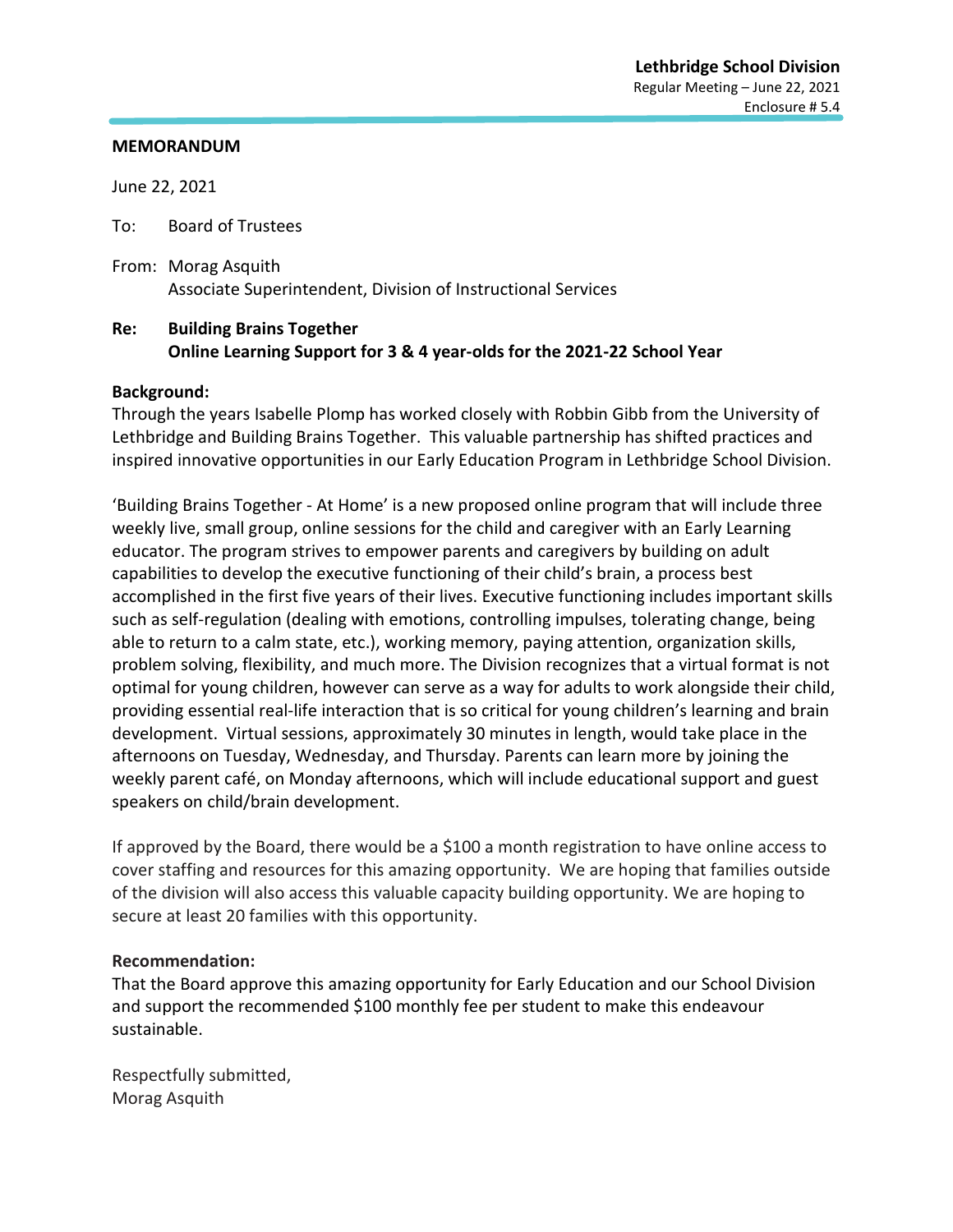**Lethbridge School Division**
Regular Meeting – June 22, 2021
Enclosure # 5.4

**MEMORANDUM**

June 22, 2021

To: Board of Trustees

From: Morag Asquith
Associate Superintendent, Division of Instructional Services

**Re: Building Brains Together**
**Online Learning Support for 3 & 4 year-olds for the 2021-22 School Year**

**Background:**
Through the years Isabelle Plomp has worked closely with Robbin Gibb from the University of Lethbridge and Building Brains Together. This valuable partnership has shifted practices and inspired innovative opportunities in our Early Education Program in Lethbridge School Division.

'Building Brains Together - At Home' is a new proposed online program that will include three weekly live, small group, online sessions for the child and caregiver with an Early Learning educator. The program strives to empower parents and caregivers by building on adult capabilities to develop the executive functioning of their child's brain, a process best accomplished in the first five years of their lives. Executive functioning includes important skills such as self-regulation (dealing with emotions, controlling impulses, tolerating change, being able to return to a calm state, etc.), working memory, paying attention, organization skills, problem solving, flexibility, and much more. The Division recognizes that a virtual format is not optimal for young children, however can serve as a way for adults to work alongside their child, providing essential real-life interaction that is so critical for young children's learning and brain development. Virtual sessions, approximately 30 minutes in length, would take place in the afternoons on Tuesday, Wednesday, and Thursday. Parents can learn more by joining the weekly parent café, on Monday afternoons, which will include educational support and guest speakers on child/brain development.

If approved by the Board, there would be a $100 a month registration to have online access to cover staffing and resources for this amazing opportunity. We are hoping that families outside of the division will also access this valuable capacity building opportunity. We are hoping to secure at least 20 families with this opportunity.

**Recommendation:**
That the Board approve this amazing opportunity for Early Education and our School Division and support the recommended $100 monthly fee per student to make this endeavour sustainable.

Respectfully submitted,
Morag Asquith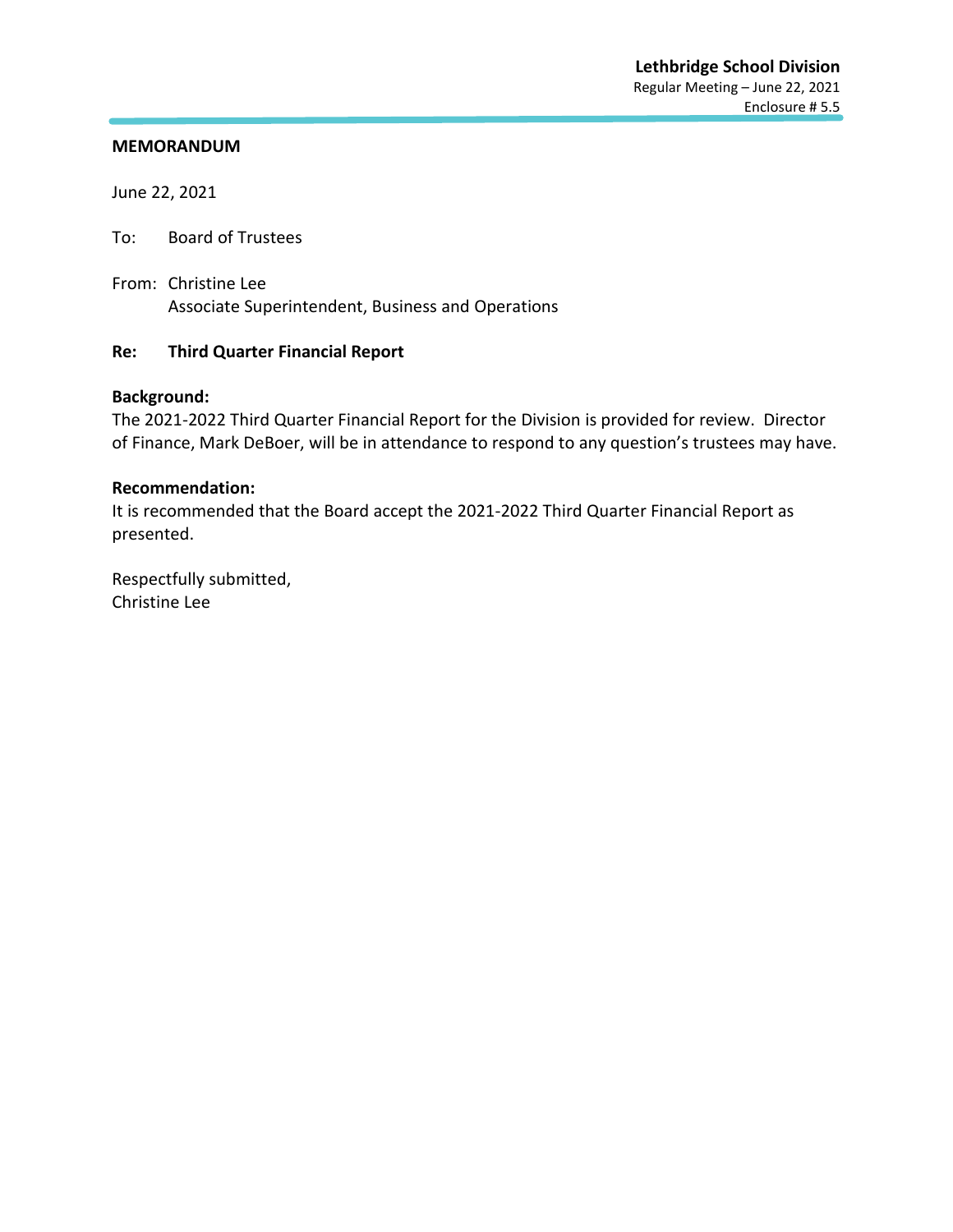**Lethbridge School Division**
Regular Meeting – June 22, 2021
Enclosure # 5.5

**MEMORANDUM**

June 22, 2021

To: Board of Trustees

From: Christine Lee
Associate Superintendent, Business and Operations

**Re: Third Quarter Financial Report**

**Background:**
The 2021-2022 Third Quarter Financial Report for the Division is provided for review. Director of Finance, Mark DeBoer, will be in attendance to respond to any question's trustees may have.

**Recommendation:**
It is recommended that the Board accept the 2021-2022 Third Quarter Financial Report as presented.

Respectfully submitted,
Christine Lee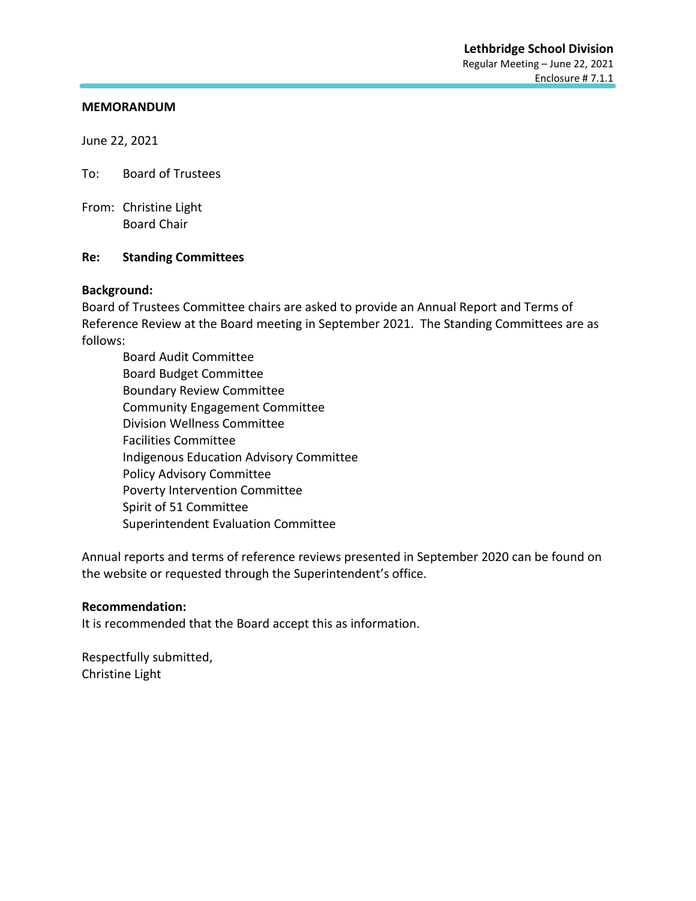**MEMORANDUM**

June 22, 2021

To: Board of Trustees

From: Christine Light
Board Chair

**Re: Standing Committees**

**Background:**
Board of Trustees Committee chairs are asked to provide an Annual Report and Terms of Reference Review at the Board meeting in September 2021. The Standing Committees are as follows:

- Board Audit Committee
- Board Budget Committee
- Boundary Review Committee
- Community Engagement Committee
- Division Wellness Committee
- Facilities Committee
- Indigenous Education Advisory Committee
- Policy Advisory Committee
- Poverty Intervention Committee
- Spirit of 51 Committee
- Superintendent Evaluation Committee

Annual reports and terms of reference reviews presented in September 2020 can be found on the website or requested through the Superintendent's office.

**Recommendation:**
It is recommended that the Board accept this as information.

Respectfully submitted,
Christine Light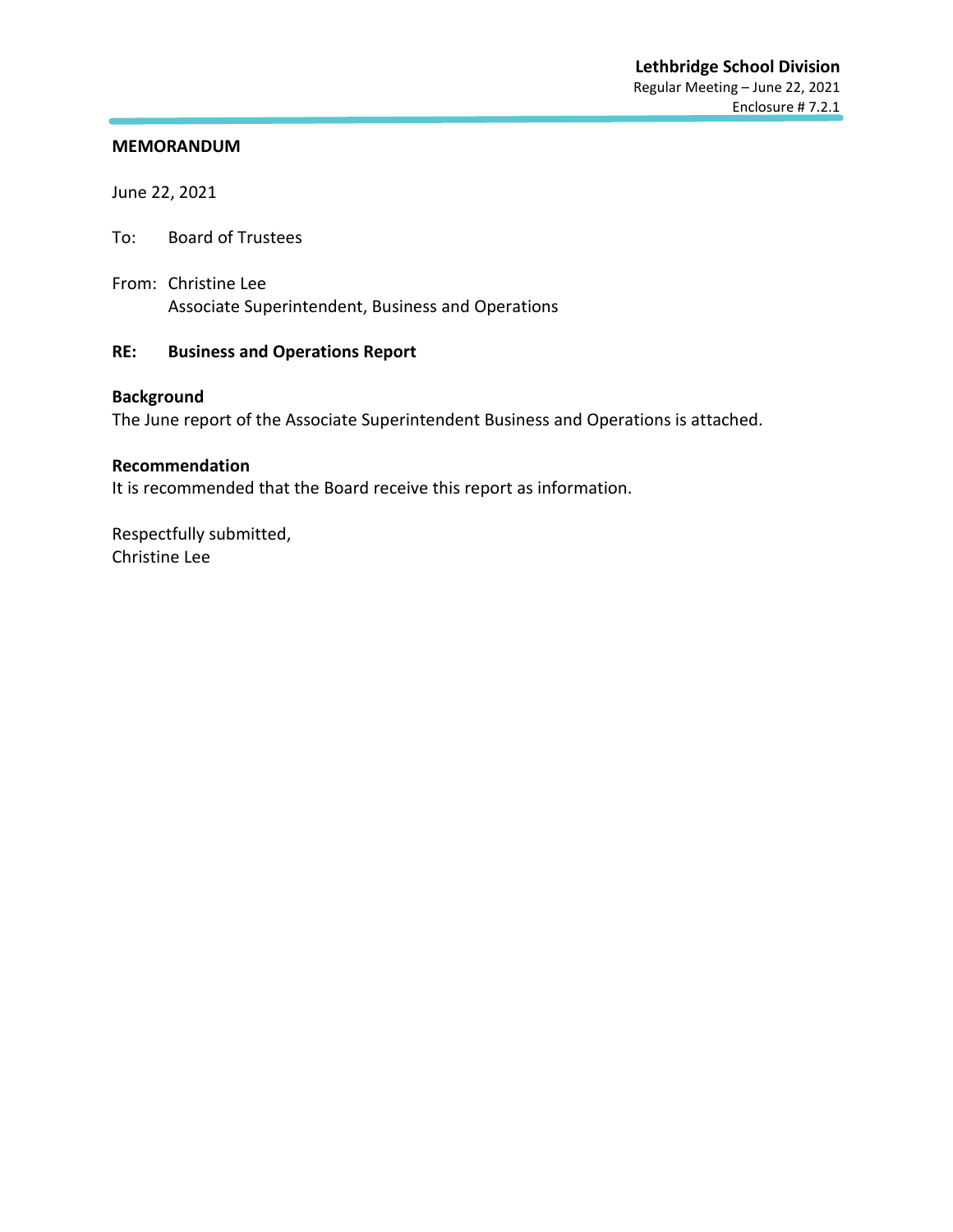**Lethbridge School Division**
Regular Meeting – June 22, 2021
Enclosure # 7.2.1

**MEMORANDUM**

June 22, 2021

To: Board of Trustees

From: Christine Lee
Associate Superintendent, Business and Operations

**RE: Business and Operations Report**

**Background**
The June report of the Associate Superintendent Business and Operations is attached.

**Recommendation**
It is recommended that the Board receive this report as information.

Respectfully submitted,
Christine Lee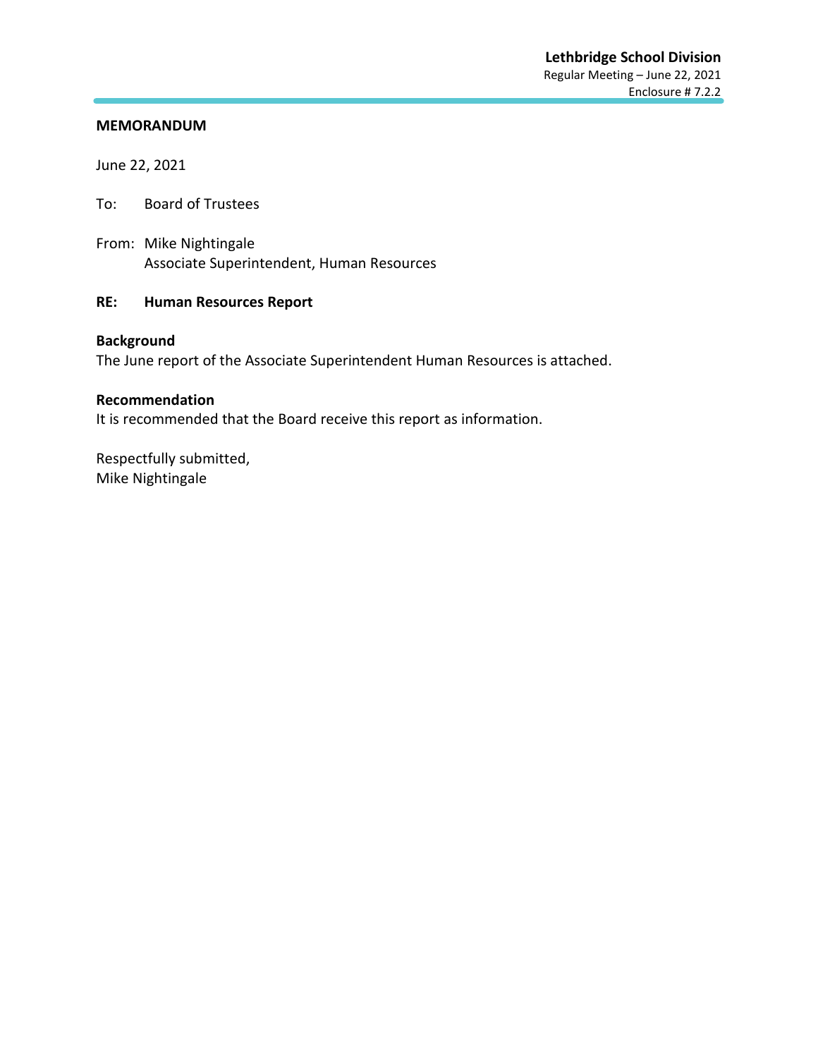**Lethbridge School Division**
Regular Meeting – June 22, 2021
Enclosure # 7.2.2

**MEMORANDUM**

June 22, 2021

To: Board of Trustees

From: Mike Nightingale
Associate Superintendent, Human Resources

**RE: Human Resources Report**

**Background**
The June report of the Associate Superintendent Human Resources is attached.

**Recommendation**
It is recommended that the Board receive this report as information.

Respectfully submitted,
Mike Nightingale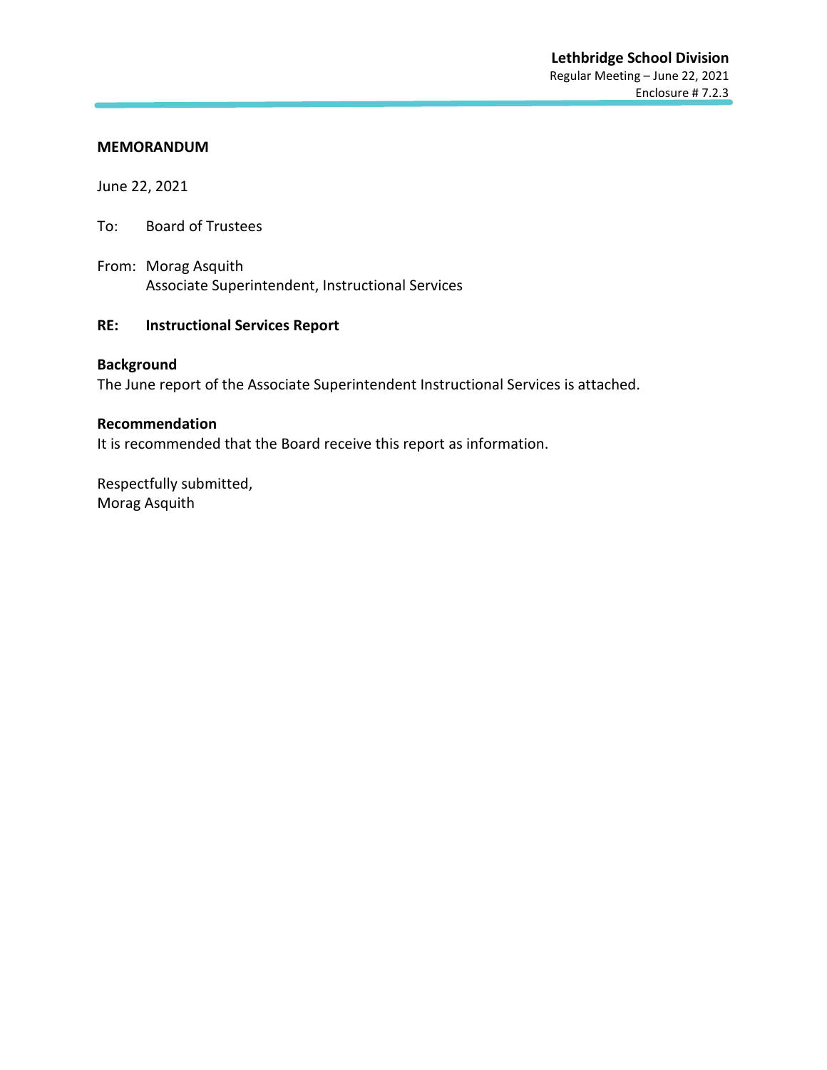**Lethbridge School Division**
Regular Meeting – June 22, 2021
Enclosure # 7.2.3

**MEMORANDUM**

June 22, 2021

To: Board of Trustees

From: Morag Asquith
Associate Superintendent, Instructional Services

**RE: Instructional Services Report**

**Background**
The June report of the Associate Superintendent Instructional Services is attached.

**Recommendation**
It is recommended that the Board receive this report as information.

Respectfully submitted,
Morag Asquith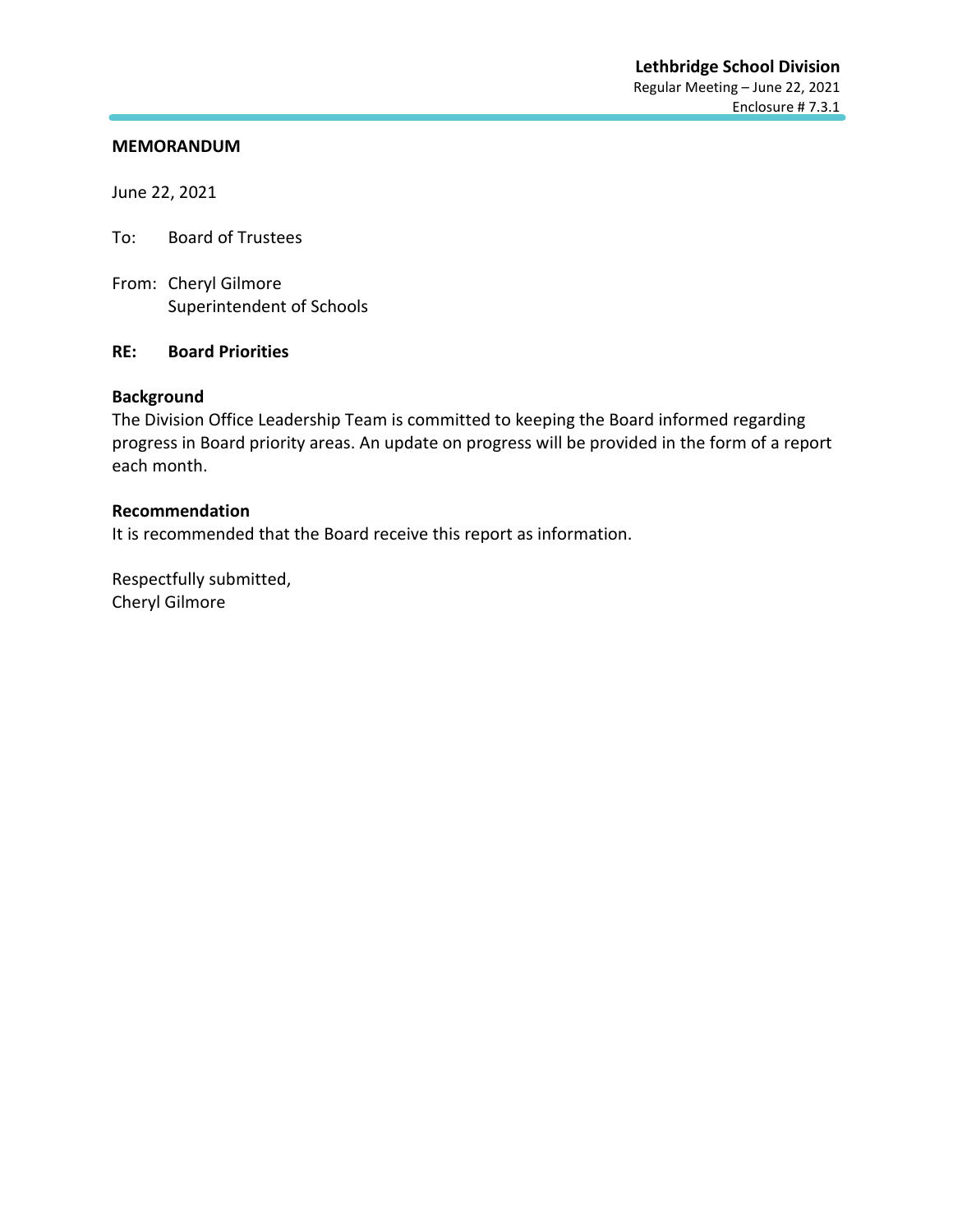**Lethbridge School Division**
Regular Meeting – June 22, 2021
Enclosure # 7.3.1

**MEMORANDUM**

June 22, 2021

To: Board of Trustees

From: Cheryl Gilmore
Superintendent of Schools

**RE: Board Priorities**

**Background**
The Division Office Leadership Team is committed to keeping the Board informed regarding progress in Board priority areas. An update on progress will be provided in the form of a report each month.

**Recommendation**
It is recommended that the Board receive this report as information.

Respectfully submitted,
Cheryl Gilmore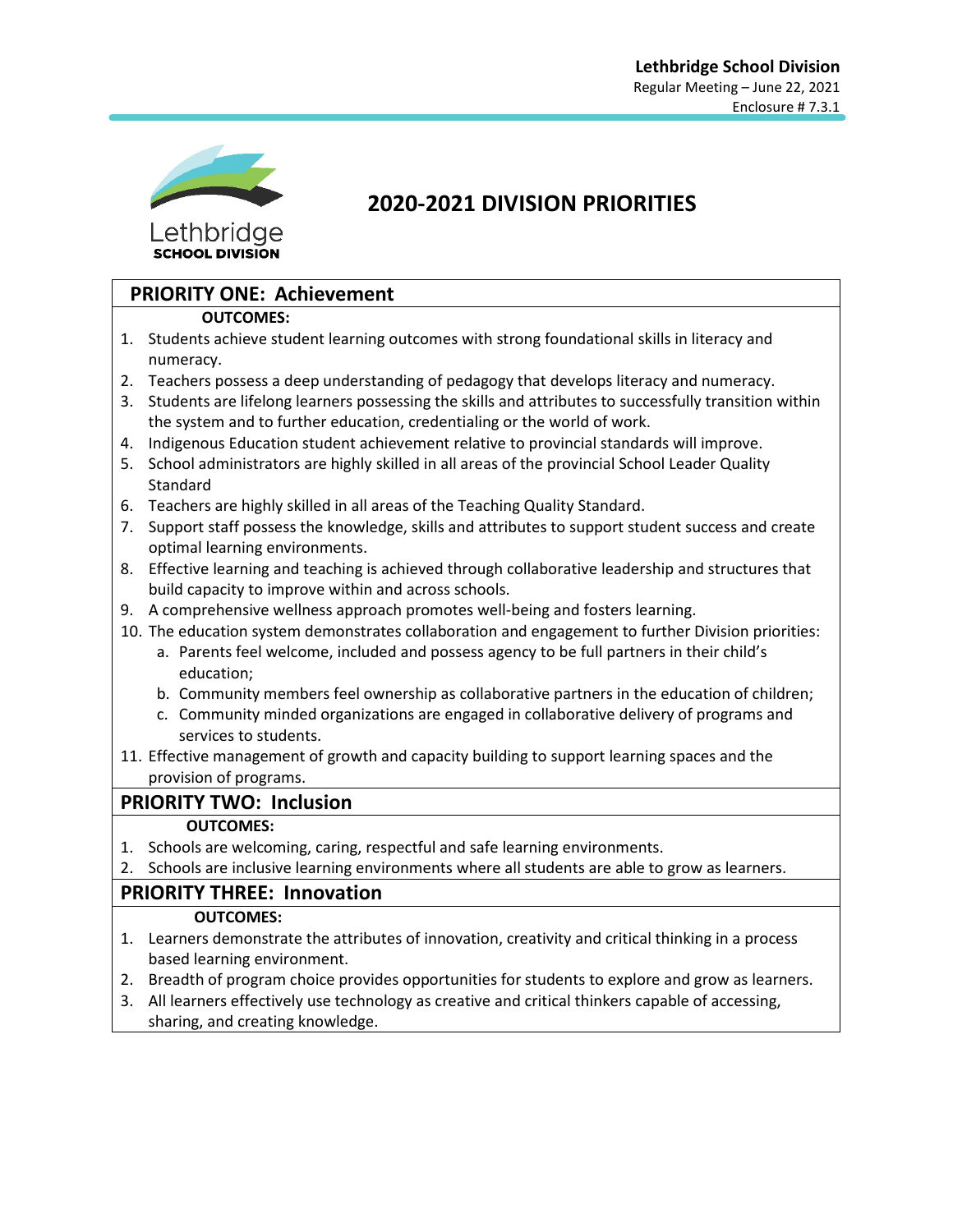# 2020-2021 DIVISION PRIORITIES

## PRIORITY ONE: Achievement

**OUTCOMES:**

1. Students achieve student learning outcomes with strong foundational skills in literacy and numeracy.
2. Teachers possess a deep understanding of pedagogy that develops literacy and numeracy.
3. Students are lifelong learners possessing the skills and attributes to successfully transition within the system and to further education, credentialing or the world of work.
4. Indigenous Education student achievement relative to provincial standards will improve.
5. School administrators are highly skilled in all areas of the provincial School Leader Quality Standard
6. Teachers are highly skilled in all areas of the Teaching Quality Standard.
7. Support staff possess the knowledge, skills and attributes to support student success and create optimal learning environments.
8. Effective learning and teaching is achieved through collaborative leadership and structures that build capacity to improve within and across schools.
9. A comprehensive wellness approach promotes well-being and fosters learning.
10. The education system demonstrates collaboration and engagement to further Division priorities:
    a. Parents feel welcome, included and possess agency to be full partners in their child's education;
    b. Community members feel ownership as collaborative partners in the education of children;
    c. Community minded organizations are engaged in collaborative delivery of programs and services to students.
11. Effective management of growth and capacity building to support learning spaces and the provision of programs.

## PRIORITY TWO: Inclusion

**OUTCOMES:**

1. Schools are welcoming, caring, respectful and safe learning environments.
2. Schools are inclusive learning environments where all students are able to grow as learners.

## PRIORITY THREE: Innovation

**OUTCOMES:**

1. Learners demonstrate the attributes of innovation, creativity and critical thinking in a process based learning environment.
2. Breadth of program choice provides opportunities for students to explore and grow as learners.
3. All learners effectively use technology as creative and critical thinkers capable of accessing, sharing, and creating knowledge.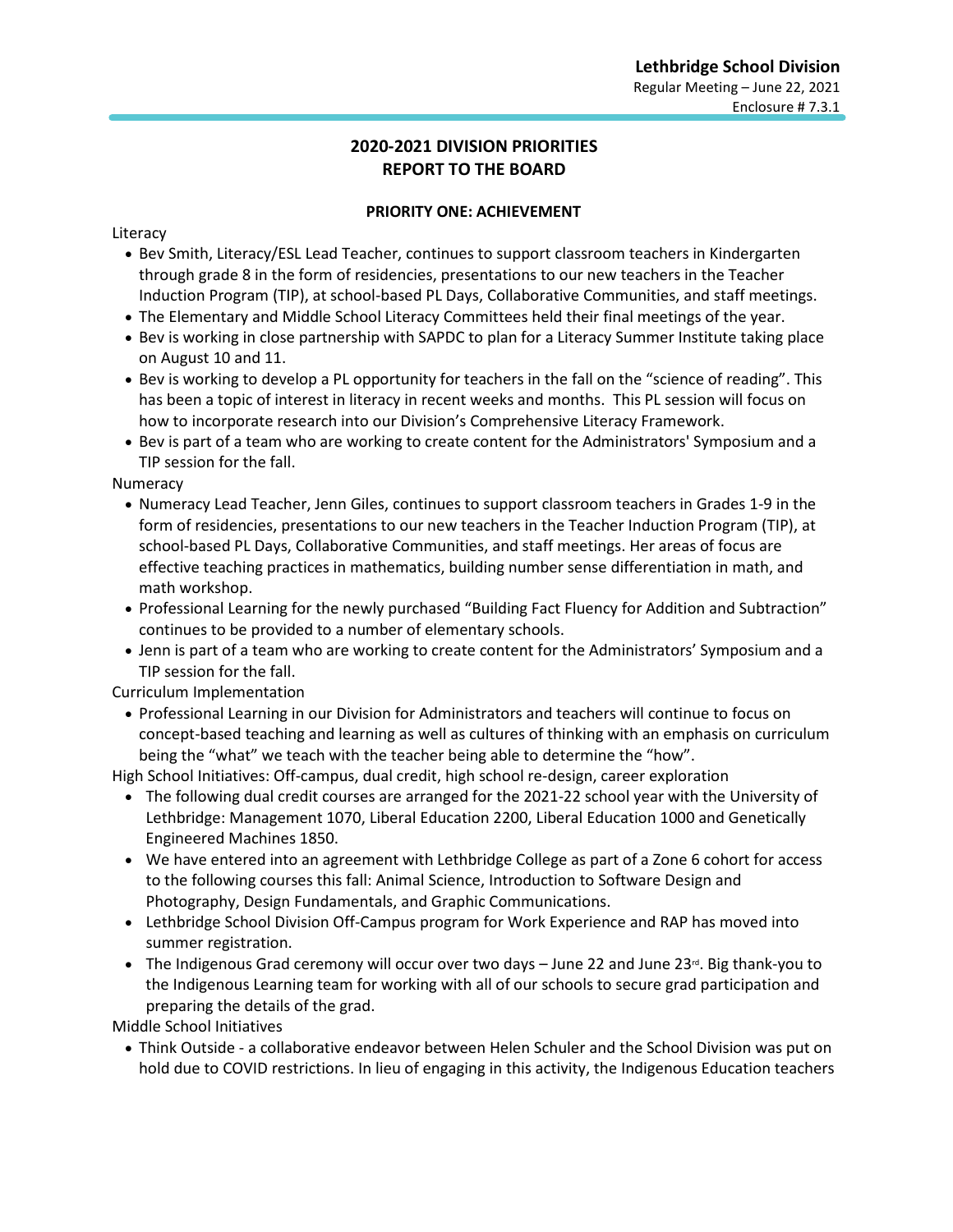# 2020-2021 DIVISION PRIORITIES
# REPORT TO THE BOARD

## PRIORITY ONE: ACHIEVEMENT

Literacy

- Bev Smith, Literacy/ESL Lead Teacher, continues to support classroom teachers in Kindergarten through grade 8 in the form of residencies, presentations to our new teachers in the Teacher Induction Program (TIP), at school-based PL Days, Collaborative Communities, and staff meetings.
- The Elementary and Middle School Literacy Committees held their final meetings of the year.
- Bev is working in close partnership with SAPDC to plan for a Literacy Summer Institute taking place on August 10 and 11.
- Bev is working to develop a PL opportunity for teachers in the fall on the "science of reading". This has been a topic of interest in literacy in recent weeks and months. This PL session will focus on how to incorporate research into our Division's Comprehensive Literacy Framework.
- Bev is part of a team who are working to create content for the Administrators' Symposium and a TIP session for the fall.

Numeracy

- Numeracy Lead Teacher, Jenn Giles, continues to support classroom teachers in Grades 1-9 in the form of residencies, presentations to our new teachers in the Teacher Induction Program (TIP), at school-based PL Days, Collaborative Communities, and staff meetings. Her areas of focus are effective teaching practices in mathematics, building number sense differentiation in math, and math workshop.
- Professional Learning for the newly purchased "Building Fact Fluency for Addition and Subtraction" continues to be provided to a number of elementary schools.
- Jenn is part of a team who are working to create content for the Administrators' Symposium and a TIP session for the fall.

Curriculum Implementation

- Professional Learning in our Division for Administrators and teachers will continue to focus on concept-based teaching and learning as well as cultures of thinking with an emphasis on curriculum being the "what" we teach with the teacher being able to determine the "how".

High School Initiatives: Off-campus, dual credit, high school re-design, career exploration

- The following dual credit courses are arranged for the 2021-22 school year with the University of Lethbridge: Management 1070, Liberal Education 2200, Liberal Education 1000 and Genetically Engineered Machines 1850.
- We have entered into an agreement with Lethbridge College as part of a Zone 6 cohort for access to the following courses this fall: Animal Science, Introduction to Software Design and Photography, Design Fundamentals, and Graphic Communications.
- Lethbridge School Division Off-Campus program for Work Experience and RAP has moved into summer registration.
- The Indigenous Grad ceremony will occur over two days – June 22 and June 23rd. Big thank-you to the Indigenous Learning team for working with all of our schools to secure grad participation and preparing the details of the grad.

Middle School Initiatives

- Think Outside - a collaborative endeavor between Helen Schuler and the School Division was put on hold due to COVID restrictions. In lieu of engaging in this activity, the Indigenous Education teachers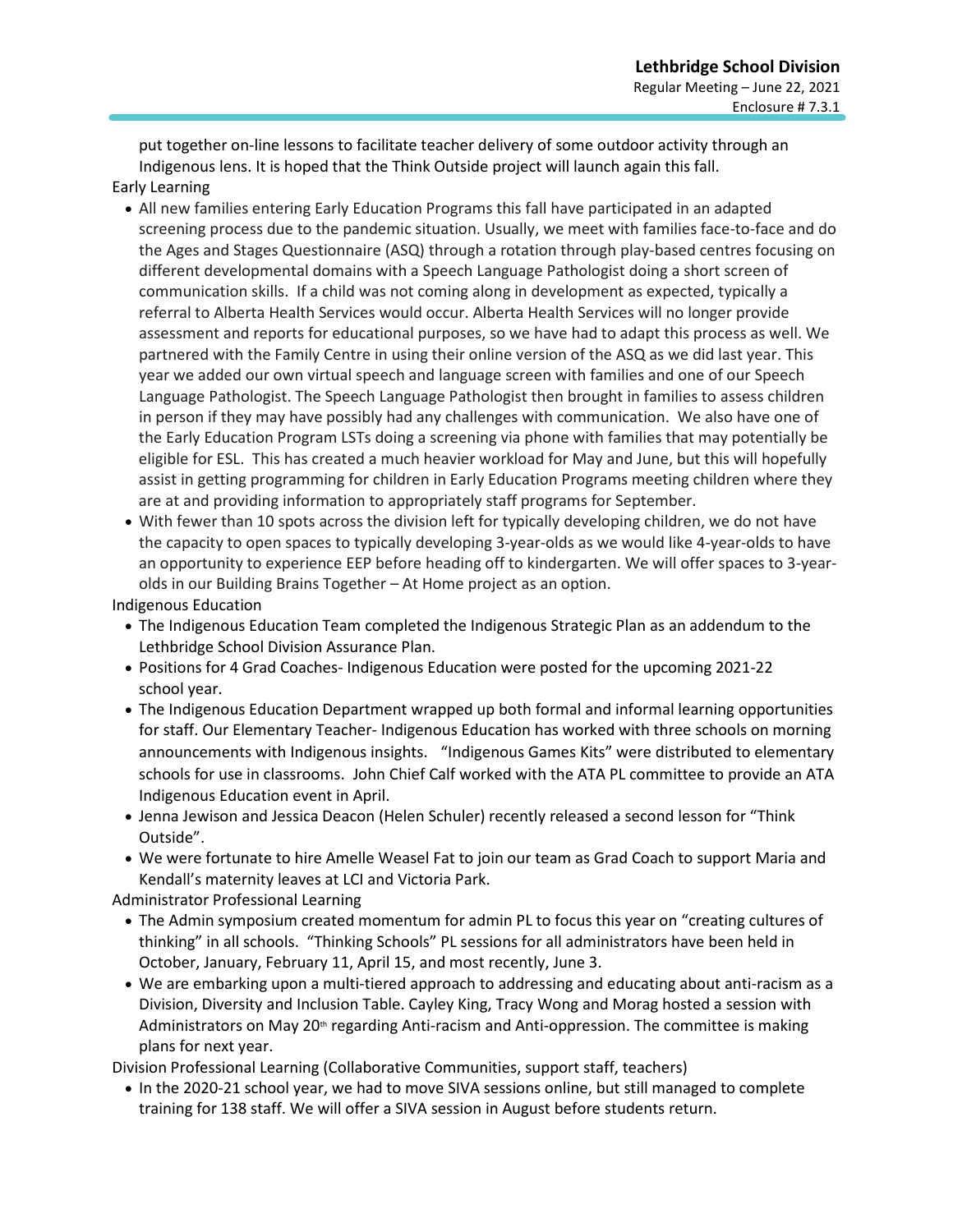put together on-line lessons to facilitate teacher delivery of some outdoor activity through an Indigenous lens. It is hoped that the Think Outside project will launch again this fall.

Early Learning

- All new families entering Early Education Programs this fall have participated in an adapted screening process due to the pandemic situation. Usually, we meet with families face-to-face and do the Ages and Stages Questionnaire (ASQ) through a rotation through play-based centres focusing on different developmental domains with a Speech Language Pathologist doing a short screen of communication skills. If a child was not coming along in development as expected, typically a referral to Alberta Health Services would occur. Alberta Health Services will no longer provide assessment and reports for educational purposes, so we have had to adapt this process as well. We partnered with the Family Centre in using their online version of the ASQ as we did last year. This year we added our own virtual speech and language screen with families and one of our Speech Language Pathologist. The Speech Language Pathologist then brought in families to assess children in person if they may have possibly had any challenges with communication. We also have one of the Early Education Program LSTs doing a screening via phone with families that may potentially be eligible for ESL. This has created a much heavier workload for May and June, but this will hopefully assist in getting programming for children in Early Education Programs meeting children where they are at and providing information to appropriately staff programs for September.
- With fewer than 10 spots across the division left for typically developing children, we do not have the capacity to open spaces to typically developing 3-year-olds as we would like 4-year-olds to have an opportunity to experience EEP before heading off to kindergarten. We will offer spaces to 3-year-olds in our Building Brains Together – At Home project as an option.

Indigenous Education

- The Indigenous Education Team completed the Indigenous Strategic Plan as an addendum to the Lethbridge School Division Assurance Plan.
- Positions for 4 Grad Coaches- Indigenous Education were posted for the upcoming 2021-22 school year.
- The Indigenous Education Department wrapped up both formal and informal learning opportunities for staff. Our Elementary Teacher- Indigenous Education has worked with three schools on morning announcements with Indigenous insights. "Indigenous Games Kits" were distributed to elementary schools for use in classrooms. John Chief Calf worked with the ATA PL committee to provide an ATA Indigenous Education event in April.
- Jenna Jewison and Jessica Deacon (Helen Schuler) recently released a second lesson for "Think Outside".
- We were fortunate to hire Amelle Weasel Fat to join our team as Grad Coach to support Maria and Kendall's maternity leaves at LCI and Victoria Park.

Administrator Professional Learning

- The Admin symposium created momentum for admin PL to focus this year on "creating cultures of thinking" in all schools. "Thinking Schools" PL sessions for all administrators have been held in October, January, February 11, April 15, and most recently, June 3.
- We are embarking upon a multi-tiered approach to addressing and educating about anti-racism as a Division, Diversity and Inclusion Table. Cayley King, Tracy Wong and Morag hosted a session with Administrators on May 20th regarding Anti-racism and Anti-oppression. The committee is making plans for next year.

Division Professional Learning (Collaborative Communities, support staff, teachers)

- In the 2020-21 school year, we had to move SIVA sessions online, but still managed to complete training for 138 staff. We will offer a SIVA session in August before students return.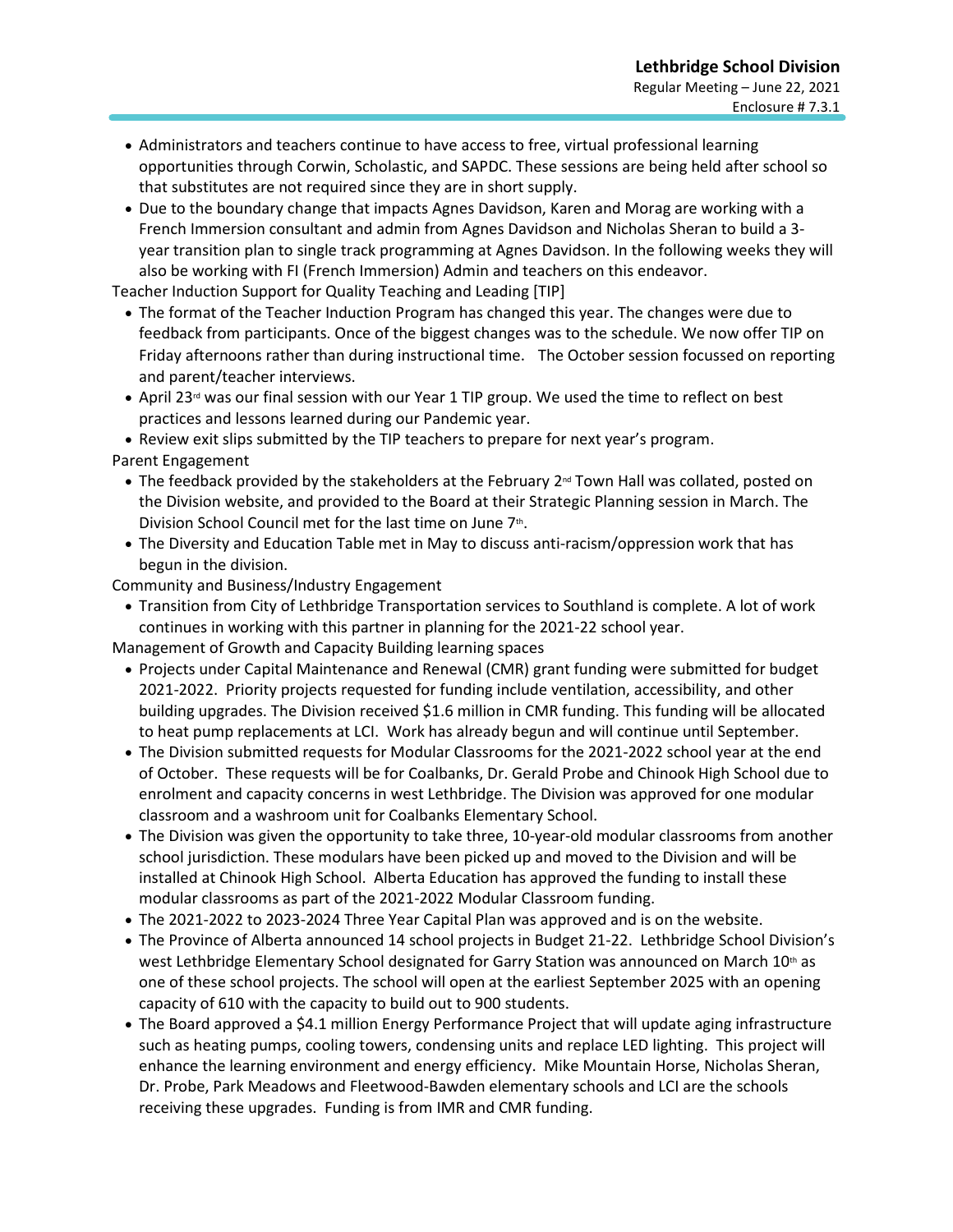- Administrators and teachers continue to have access to free, virtual professional learning opportunities through Corwin, Scholastic, and SAPDC. These sessions are being held after school so that substitutes are not required since they are in short supply.
- Due to the boundary change that impacts Agnes Davidson, Karen and Morag are working with a French Immersion consultant and admin from Agnes Davidson and Nicholas Sheran to build a 3-year transition plan to single track programming at Agnes Davidson. In the following weeks they will also be working with FI (French Immersion) Admin and teachers on this endeavor.

Teacher Induction Support for Quality Teaching and Leading [TIP]

- The format of the Teacher Induction Program has changed this year. The changes were due to feedback from participants. Once of the biggest changes was to the schedule. We now offer TIP on Friday afternoons rather than during instructional time. The October session focussed on reporting and parent/teacher interviews.
- April 23rd was our final session with our Year 1 TIP group. We used the time to reflect on best practices and lessons learned during our Pandemic year.
- Review exit slips submitted by the TIP teachers to prepare for next year's program.

Parent Engagement

- The feedback provided by the stakeholders at the February 2nd Town Hall was collated, posted on the Division website, and provided to the Board at their Strategic Planning session in March. The Division School Council met for the last time on June 7th.
- The Diversity and Education Table met in May to discuss anti-racism/oppression work that has begun in the division.

Community and Business/Industry Engagement

- Transition from City of Lethbridge Transportation services to Southland is complete. A lot of work continues in working with this partner in planning for the 2021-22 school year.

Management of Growth and Capacity Building learning spaces

- Projects under Capital Maintenance and Renewal (CMR) grant funding were submitted for budget 2021-2022. Priority projects requested for funding include ventilation, accessibility, and other building upgrades. The Division received $1.6 million in CMR funding. This funding will be allocated to heat pump replacements at LCI. Work has already begun and will continue until September.
- The Division submitted requests for Modular Classrooms for the 2021-2022 school year at the end of October. These requests will be for Coalbanks, Dr. Gerald Probe and Chinook High School due to enrolment and capacity concerns in west Lethbridge. The Division was approved for one modular classroom and a washroom unit for Coalbanks Elementary School.
- The Division was given the opportunity to take three, 10-year-old modular classrooms from another school jurisdiction. These modulars have been picked up and moved to the Division and will be installed at Chinook High School. Alberta Education has approved the funding to install these modular classrooms as part of the 2021-2022 Modular Classroom funding.
- The 2021-2022 to 2023-2024 Three Year Capital Plan was approved and is on the website.
- The Province of Alberta announced 14 school projects in Budget 21-22. Lethbridge School Division's west Lethbridge Elementary School designated for Garry Station was announced on March 10th as one of these school projects. The school will open at the earliest September 2025 with an opening capacity of 610 with the capacity to build out to 900 students.
- The Board approved a $4.1 million Energy Performance Project that will update aging infrastructure such as heating pumps, cooling towers, condensing units and replace LED lighting. This project will enhance the learning environment and energy efficiency. Mike Mountain Horse, Nicholas Sheran, Dr. Probe, Park Meadows and Fleetwood-Bawden elementary schools and LCI are the schools receiving these upgrades. Funding is from IMR and CMR funding.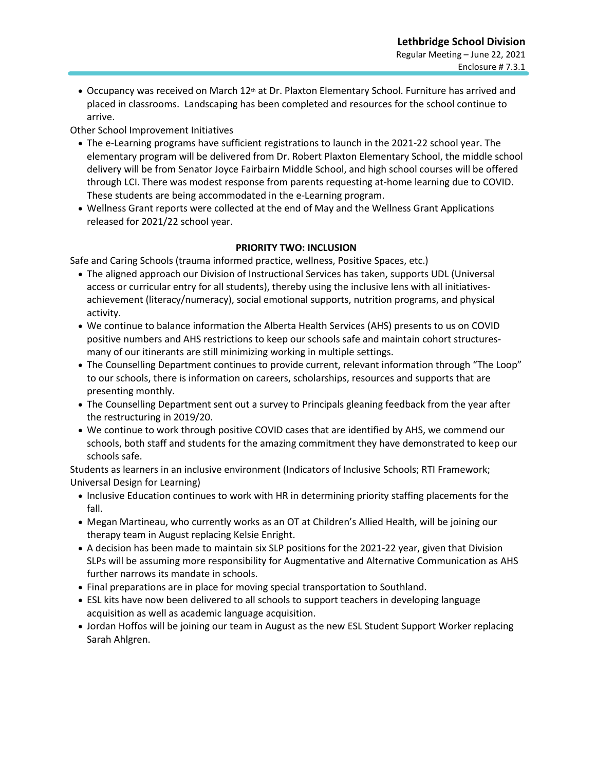- Occupancy was received on March 12th at Dr. Plaxton Elementary School. Furniture has arrived and placed in classrooms. Landscaping has been completed and resources for the school continue to arrive.

Other School Improvement Initiatives

- The e-Learning programs have sufficient registrations to launch in the 2021-22 school year. The elementary program will be delivered from Dr. Robert Plaxton Elementary School, the middle school delivery will be from Senator Joyce Fairbairn Middle School, and high school courses will be offered through LCI. There was modest response from parents requesting at-home learning due to COVID. These students are being accommodated in the e-Learning program.
- Wellness Grant reports were collected at the end of May and the Wellness Grant Applications released for 2021/22 school year.

**PRIORITY TWO: INCLUSION**

Safe and Caring Schools (trauma informed practice, wellness, Positive Spaces, etc.)

- The aligned approach our Division of Instructional Services has taken, supports UDL (Universal access or curricular entry for all students), thereby using the inclusive lens with all initiatives-achievement (literacy/numeracy), social emotional supports, nutrition programs, and physical activity.
- We continue to balance information the Alberta Health Services (AHS) presents to us on COVID positive numbers and AHS restrictions to keep our schools safe and maintain cohort structures-many of our itinerants are still minimizing working in multiple settings.
- The Counselling Department continues to provide current, relevant information through "The Loop" to our schools, there is information on careers, scholarships, resources and supports that are presenting monthly.
- The Counselling Department sent out a survey to Principals gleaning feedback from the year after the restructuring in 2019/20.
- We continue to work through positive COVID cases that are identified by AHS, we commend our schools, both staff and students for the amazing commitment they have demonstrated to keep our schools safe.

Students as learners in an inclusive environment (Indicators of Inclusive Schools; RTI Framework; Universal Design for Learning)

- Inclusive Education continues to work with HR in determining priority staffing placements for the fall.
- Megan Martineau, who currently works as an OT at Children's Allied Health, will be joining our therapy team in August replacing Kelsie Enright.
- A decision has been made to maintain six SLP positions for the 2021-22 year, given that Division SLPs will be assuming more responsibility for Augmentative and Alternative Communication as AHS further narrows its mandate in schools.
- Final preparations are in place for moving special transportation to Southland.
- ESL kits have now been delivered to all schools to support teachers in developing language acquisition as well as academic language acquisition.
- Jordan Hoffos will be joining our team in August as the new ESL Student Support Worker replacing Sarah Ahlgren.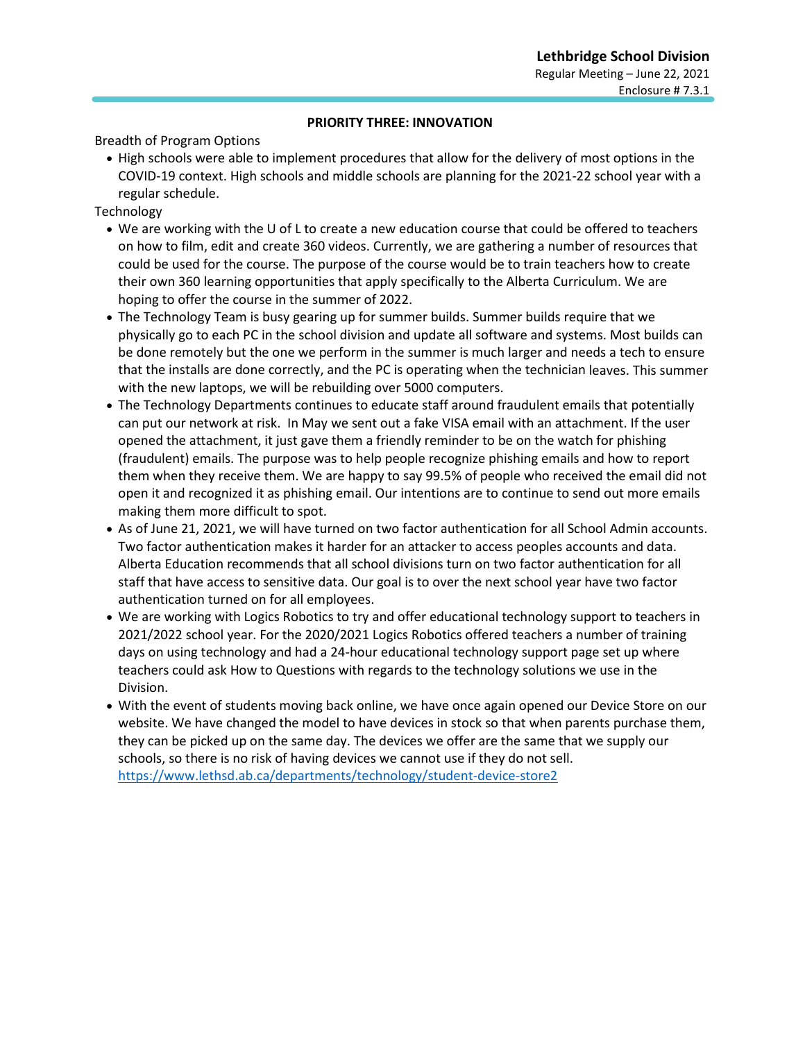**PRIORITY THREE: INNOVATION**

Breadth of Program Options

- High schools were able to implement procedures that allow for the delivery of most options in the COVID-19 context. High schools and middle schools are planning for the 2021-22 school year with a regular schedule.

Technology

- We are working with the U of L to create a new education course that could be offered to teachers on how to film, edit and create 360 videos. Currently, we are gathering a number of resources that could be used for the course. The purpose of the course would be to train teachers how to create their own 360 learning opportunities that apply specifically to the Alberta Curriculum. We are hoping to offer the course in the summer of 2022.
- The Technology Team is busy gearing up for summer builds. Summer builds require that we physically go to each PC in the school division and update all software and systems. Most builds can be done remotely but the one we perform in the summer is much larger and needs a tech to ensure that the installs are done correctly, and the PC is operating when the technician leaves. This summer with the new laptops, we will be rebuilding over 5000 computers.
- The Technology Departments continues to educate staff around fraudulent emails that potentially can put our network at risk. In May we sent out a fake VISA email with an attachment. If the user opened the attachment, it just gave them a friendly reminder to be on the watch for phishing (fraudulent) emails. The purpose was to help people recognize phishing emails and how to report them when they receive them. We are happy to say 99.5% of people who received the email did not open it and recognized it as phishing email. Our intentions are to continue to send out more emails making them more difficult to spot.
- As of June 21, 2021, we will have turned on two factor authentication for all School Admin accounts. Two factor authentication makes it harder for an attacker to access peoples accounts and data. Alberta Education recommends that all school divisions turn on two factor authentication for all staff that have access to sensitive data. Our goal is to over the next school year have two factor authentication turned on for all employees.
- We are working with Logics Robotics to try and offer educational technology support to teachers in 2021/2022 school year. For the 2020/2021 Logics Robotics offered teachers a number of training days on using technology and had a 24-hour educational technology support page set up where teachers could ask How to Questions with regards to the technology solutions we use in the Division.
- With the event of students moving back online, we have once again opened our Device Store on our website. We have changed the model to have devices in stock so that when parents purchase them, they can be picked up on the same day. The devices we offer are the same that we supply our schools, so there is no risk of having devices we cannot use if they do not sell. https://www.lethsd.ab.ca/departments/technology/student-device-store2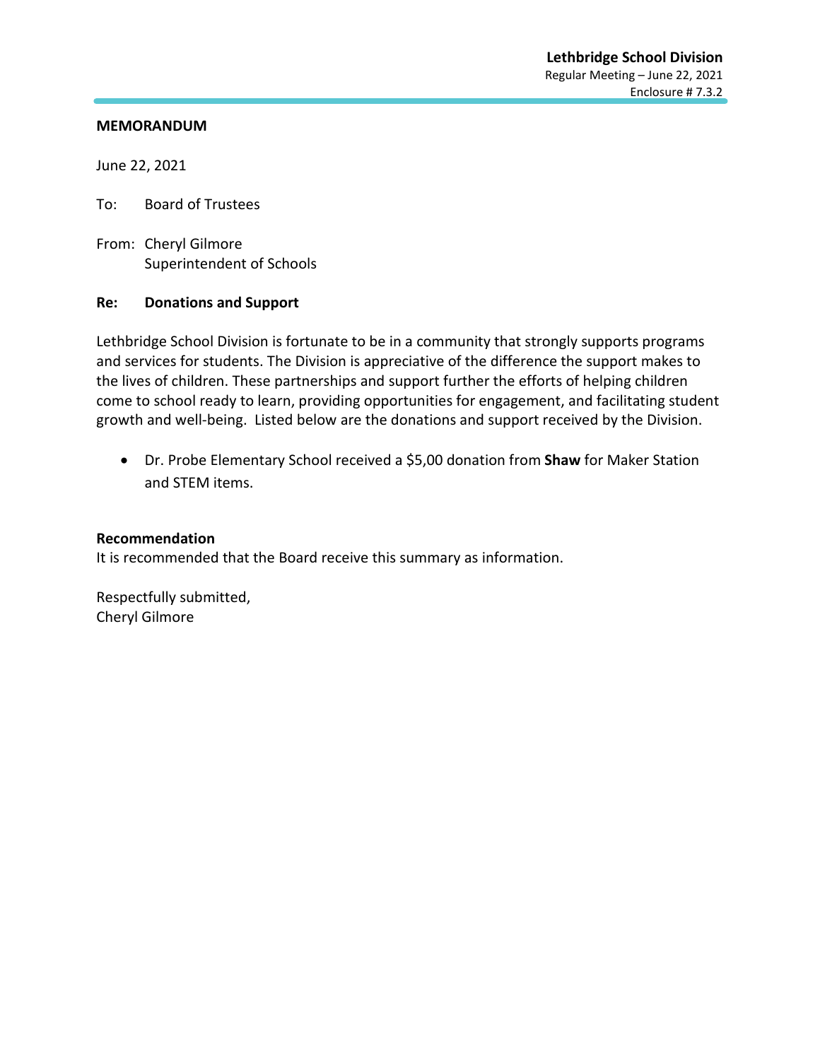**MEMORANDUM**

June 22, 2021

To: Board of Trustees

From: Cheryl Gilmore
Superintendent of Schools

**Re: Donations and Support**

Lethbridge School Division is fortunate to be in a community that strongly supports programs and services for students. The Division is appreciative of the difference the support makes to the lives of children. These partnerships and support further the efforts of helping children come to school ready to learn, providing opportunities for engagement, and facilitating student growth and well-being. Listed below are the donations and support received by the Division.

- Dr. Probe Elementary School received a $5,00 donation from **Shaw** for Maker Station and STEM items.

**Recommendation**
It is recommended that the Board receive this summary as information.

Respectfully submitted,
Cheryl Gilmore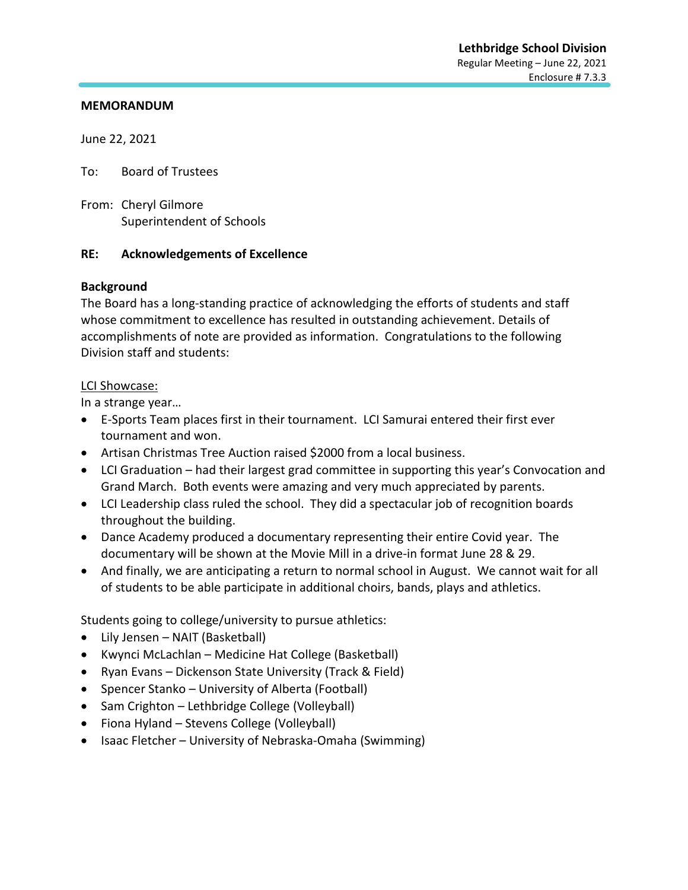**MEMORANDUM**

June 22, 2021

To: Board of Trustees

From: Cheryl Gilmore
Superintendent of Schools

**RE: Acknowledgements of Excellence**

**Background**

The Board has a long-standing practice of acknowledging the efforts of students and staff whose commitment to excellence has resulted in outstanding achievement. Details of accomplishments of note are provided as information. Congratulations to the following Division staff and students:

<u>LCI Showcase:</u>

In a strange year…

- E-Sports Team places first in their tournament. LCI Samurai entered their first ever tournament and won.
- Artisan Christmas Tree Auction raised $2000 from a local business.
- LCI Graduation – had their largest grad committee in supporting this year's Convocation and Grand March. Both events were amazing and very much appreciated by parents.
- LCI Leadership class ruled the school. They did a spectacular job of recognition boards throughout the building.
- Dance Academy produced a documentary representing their entire Covid year. The documentary will be shown at the Movie Mill in a drive-in format June 28 & 29.
- And finally, we are anticipating a return to normal school in August. We cannot wait for all of students to be able participate in additional choirs, bands, plays and athletics.

Students going to college/university to pursue athletics:

- Lily Jensen – NAIT (Basketball)
- Kwynci McLachlan – Medicine Hat College (Basketball)
- Ryan Evans – Dickenson State University (Track & Field)
- Spencer Stanko – University of Alberta (Football)
- Sam Crighton – Lethbridge College (Volleyball)
- Fiona Hyland – Stevens College (Volleyball)
- Isaac Fletcher – University of Nebraska-Omaha (Swimming)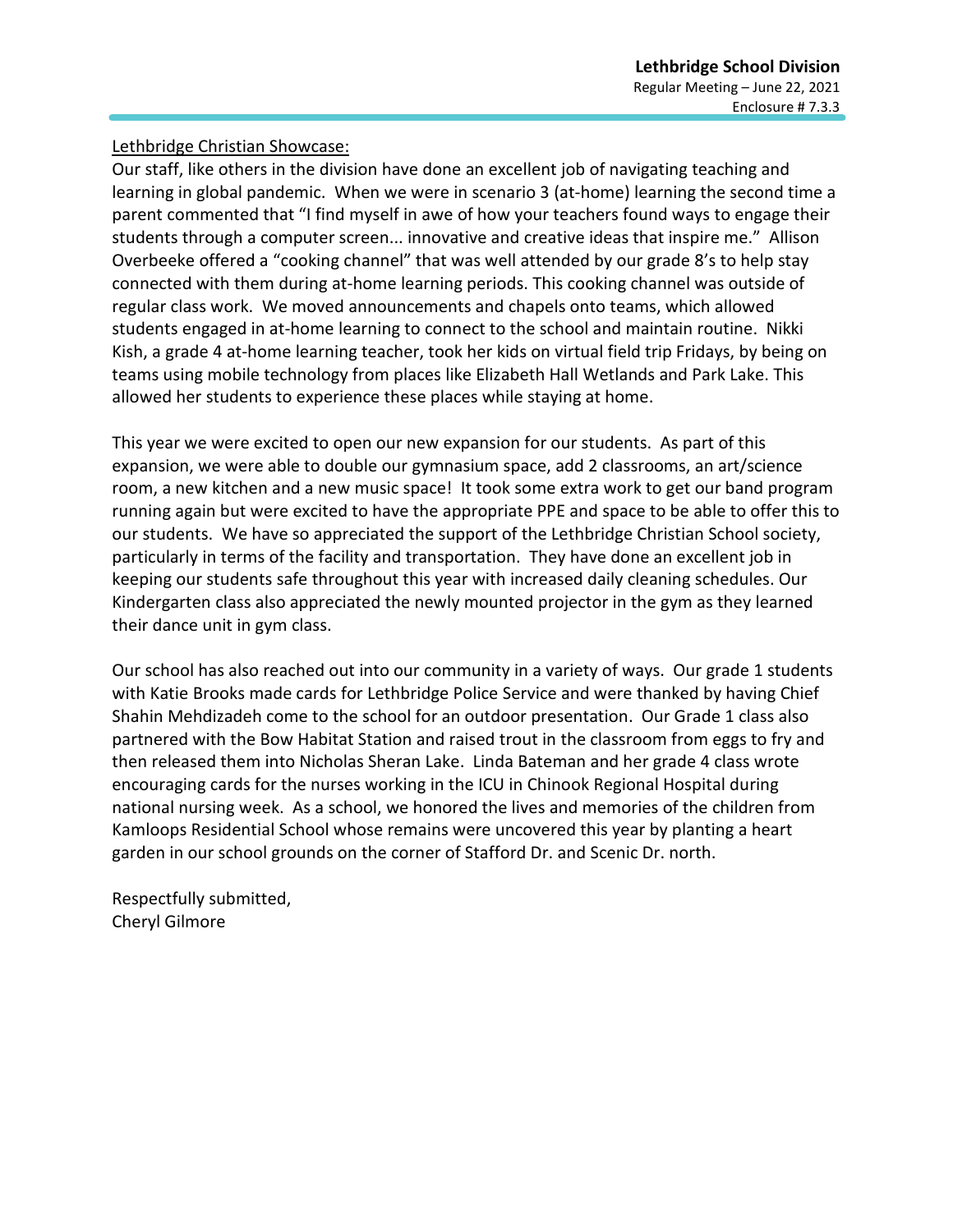Lethbridge Christian Showcase:

Our staff, like others in the division have done an excellent job of navigating teaching and learning in global pandemic. When we were in scenario 3 (at-home) learning the second time a parent commented that "I find myself in awe of how your teachers found ways to engage their students through a computer screen... innovative and creative ideas that inspire me." Allison Overbeeke offered a "cooking channel" that was well attended by our grade 8's to help stay connected with them during at-home learning periods. This cooking channel was outside of regular class work. We moved announcements and chapels onto teams, which allowed students engaged in at-home learning to connect to the school and maintain routine. Nikki Kish, a grade 4 at-home learning teacher, took her kids on virtual field trip Fridays, by being on teams using mobile technology from places like Elizabeth Hall Wetlands and Park Lake. This allowed her students to experience these places while staying at home.

This year we were excited to open our new expansion for our students. As part of this expansion, we were able to double our gymnasium space, add 2 classrooms, an art/science room, a new kitchen and a new music space! It took some extra work to get our band program running again but were excited to have the appropriate PPE and space to be able to offer this to our students. We have so appreciated the support of the Lethbridge Christian School society, particularly in terms of the facility and transportation. They have done an excellent job in keeping our students safe throughout this year with increased daily cleaning schedules. Our Kindergarten class also appreciated the newly mounted projector in the gym as they learned their dance unit in gym class.

Our school has also reached out into our community in a variety of ways. Our grade 1 students with Katie Brooks made cards for Lethbridge Police Service and were thanked by having Chief Shahin Mehdizadeh come to the school for an outdoor presentation. Our Grade 1 class also partnered with the Bow Habitat Station and raised trout in the classroom from eggs to fry and then released them into Nicholas Sheran Lake. Linda Bateman and her grade 4 class wrote encouraging cards for the nurses working in the ICU in Chinook Regional Hospital during national nursing week. As a school, we honored the lives and memories of the children from Kamloops Residential School whose remains were uncovered this year by planting a heart garden in our school grounds on the corner of Stafford Dr. and Scenic Dr. north.

Respectfully submitted,
Cheryl Gilmore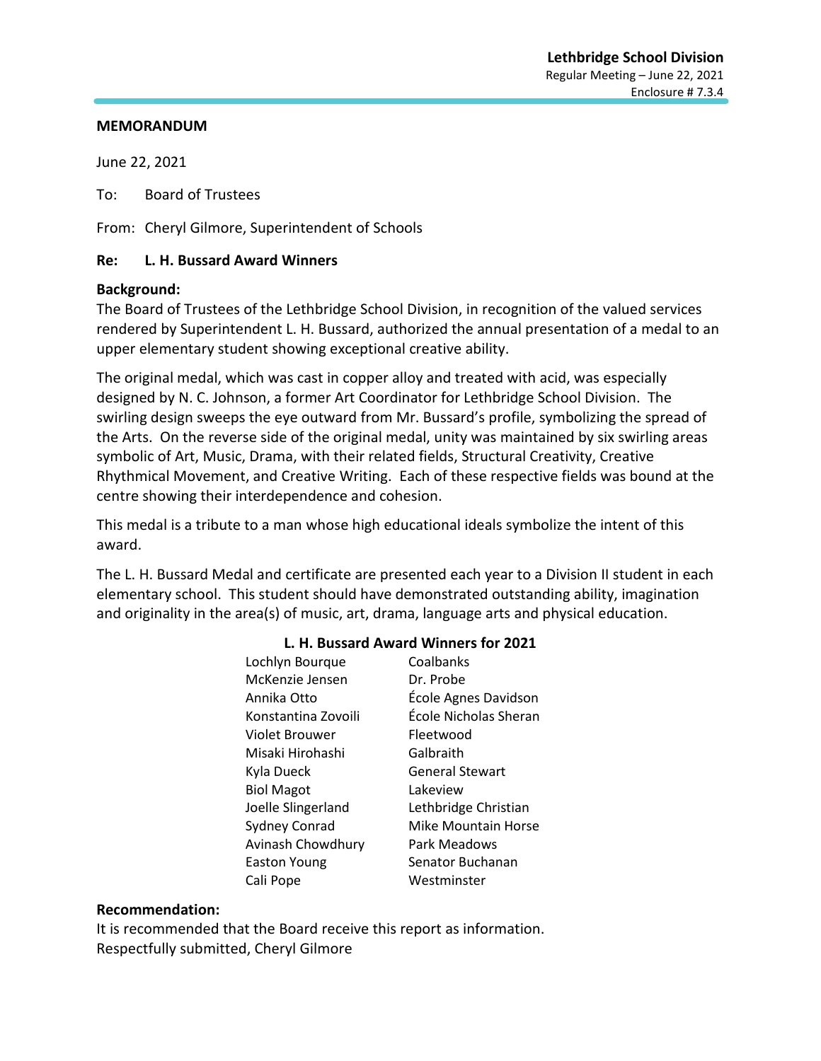**MEMORANDUM**

June 22, 2021

To: Board of Trustees

From: Cheryl Gilmore, Superintendent of Schools

**Re: L. H. Bussard Award Winners**

**Background:**

The Board of Trustees of the Lethbridge School Division, in recognition of the valued services rendered by Superintendent L. H. Bussard, authorized the annual presentation of a medal to an upper elementary student showing exceptional creative ability.

The original medal, which was cast in copper alloy and treated with acid, was especially designed by N. C. Johnson, a former Art Coordinator for Lethbridge School Division. The swirling design sweeps the eye outward from Mr. Bussard's profile, symbolizing the spread of the Arts. On the reverse side of the original medal, unity was maintained by six swirling areas symbolic of Art, Music, Drama, with their related fields, Structural Creativity, Creative Rhythmical Movement, and Creative Writing. Each of these respective fields was bound at the centre showing their interdependence and cohesion.

This medal is a tribute to a man whose high educational ideals symbolize the intent of this award.

The L. H. Bussard Medal and certificate are presented each year to a Division II student in each elementary school. This student should have demonstrated outstanding ability, imagination and originality in the area(s) of music, art, drama, language arts and physical education.

**L. H. Bussard Award Winners for 2021**

| | |
|---|---|
| Lochlyn Bourque | Coalbanks |
| McKenzie Jensen | Dr. Probe |
| Annika Otto | École Agnes Davidson |
| Konstantina Zovoili | École Nicholas Sheran |
| Violet Brouwer | Fleetwood |
| Misaki Hirohashi | Galbraith |
| Kyla Dueck | General Stewart |
| Biol Magot | Lakeview |
| Joelle Slingerland | Lethbridge Christian |
| Sydney Conrad | Mike Mountain Horse |
| Avinash Chowdhury | Park Meadows |
| Easton Young | Senator Buchanan |
| Cali Pope | Westminster |

**Recommendation:**

It is recommended that the Board receive this report as information.
Respectfully submitted, Cheryl Gilmore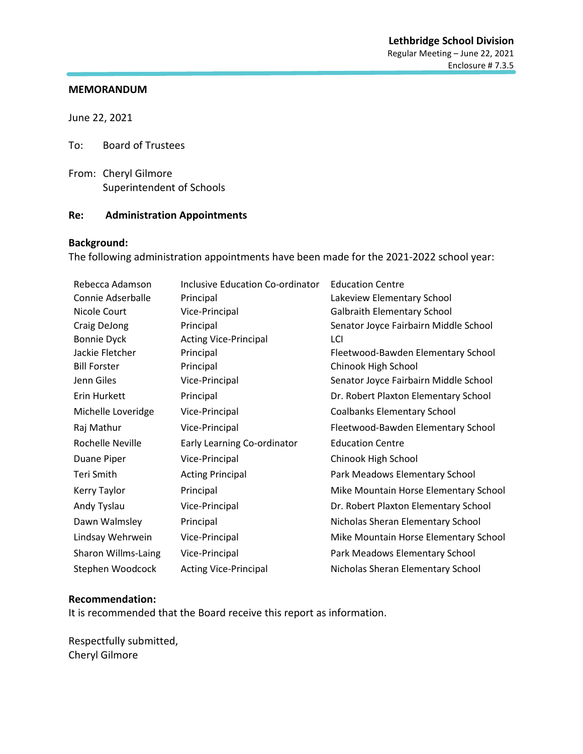Lethbridge School Division
Regular Meeting – June 22, 2021
Enclosure # 7.3.5

**MEMORANDUM**

June 22, 2021

To: Board of Trustees

From: Cheryl Gilmore
Superintendent of Schools

**Re: Administration Appointments**

**Background:**
The following administration appointments have been made for the 2021-2022 school year:

| | | |
|---|---|---|
| Rebecca Adamson | Inclusive Education Co-ordinator | Education Centre |
| Connie Adserballe | Principal | Lakeview Elementary School |
| Nicole Court | Vice-Principal | Galbraith Elementary School |
| Craig DeJong | Principal | Senator Joyce Fairbairn Middle School |
| Bonnie Dyck | Acting Vice-Principal | LCI |
| Jackie Fletcher | Principal | Fleetwood-Bawden Elementary School |
| Bill Forster | Principal | Chinook High School |
| Jenn Giles | Vice-Principal | Senator Joyce Fairbairn Middle School |
| Erin Hurkett | Principal | Dr. Robert Plaxton Elementary School |
| Michelle Loveridge | Vice-Principal | Coalbanks Elementary School |
| Raj Mathur | Vice-Principal | Fleetwood-Bawden Elementary School |
| Rochelle Neville | Early Learning Co-ordinator | Education Centre |
| Duane Piper | Vice-Principal | Chinook High School |
| Teri Smith | Acting Principal | Park Meadows Elementary School |
| Kerry Taylor | Principal | Mike Mountain Horse Elementary School |
| Andy Tyslau | Vice-Principal | Dr. Robert Plaxton Elementary School |
| Dawn Walmsley | Principal | Nicholas Sheran Elementary School |
| Lindsay Wehrwein | Vice-Principal | Mike Mountain Horse Elementary School |
| Sharon Willms-Laing | Vice-Principal | Park Meadows Elementary School |
| Stephen Woodcock | Acting Vice-Principal | Nicholas Sheran Elementary School |

**Recommendation:**
It is recommended that the Board receive this report as information.

Respectfully submitted,
Cheryl Gilmore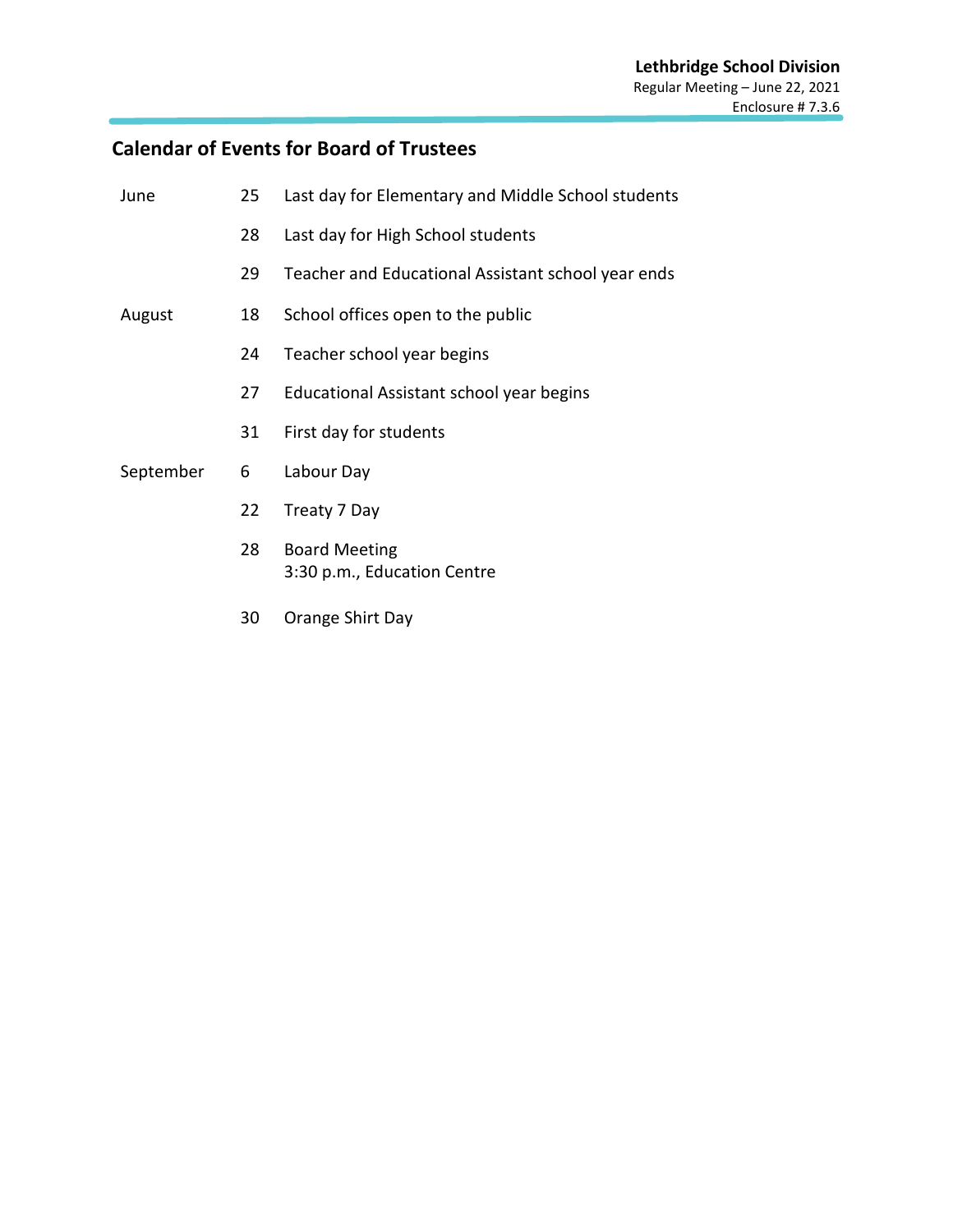Lethbridge School Division
Regular Meeting – June 22, 2021
Enclosure # 7.3.6

## Calendar of Events for Board of Trustees

| | | |
|---|---|---|
| June | 25 | Last day for Elementary and Middle School students |
| | 28 | Last day for High School students |
| | 29 | Teacher and Educational Assistant school year ends |
| August | 18 | School offices open to the public |
| | 24 | Teacher school year begins |
| | 27 | Educational Assistant school year begins |
| | 31 | First day for students |
| September | 6 | Labour Day |
| | 22 | Treaty 7 Day |
| | 28 | Board Meeting<br>3:30 p.m., Education Centre |
| | 30 | Orange Shirt Day |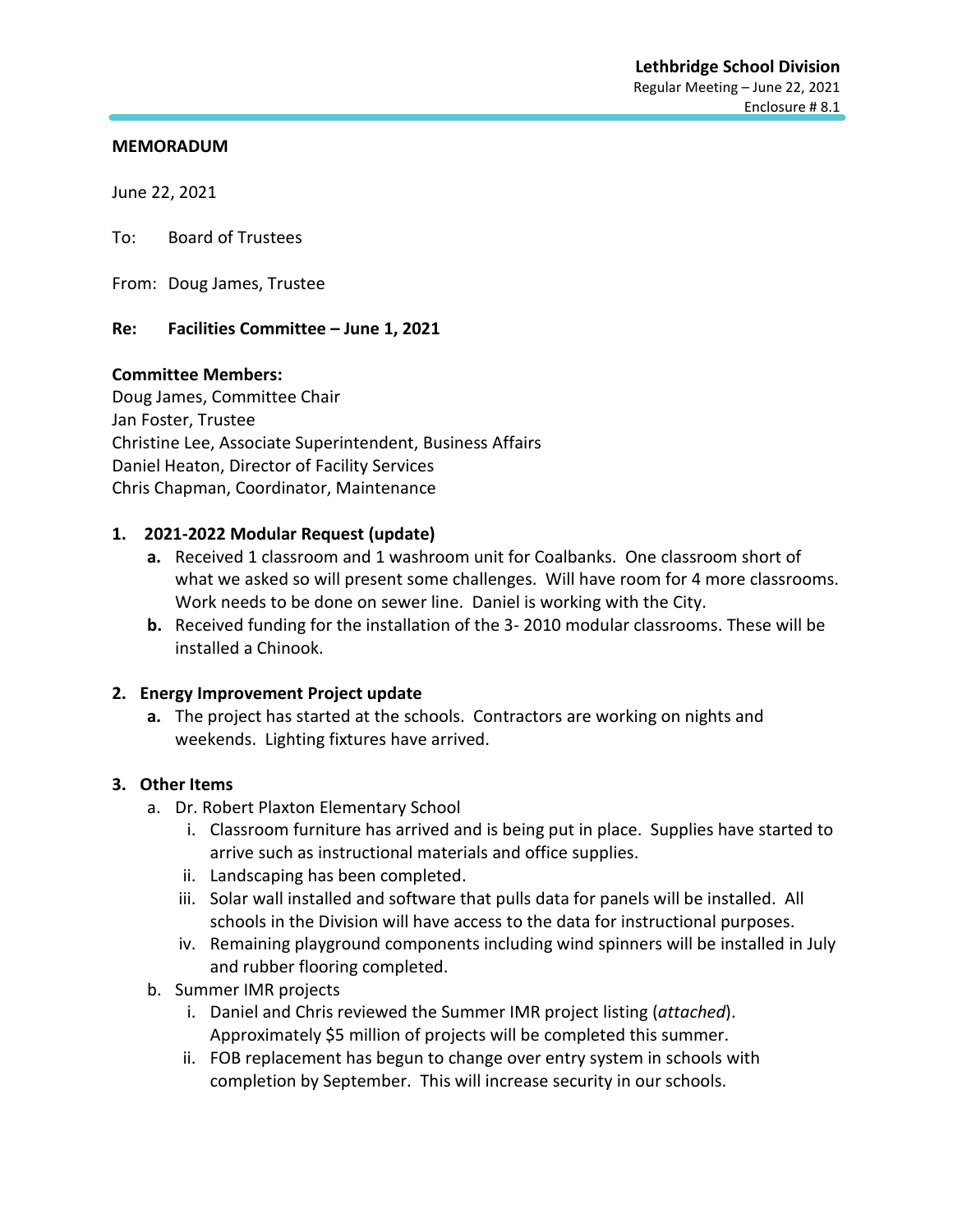Lethbridge School Division
Regular Meeting – June 22, 2021
Enclosure # 8.1

**MEMORADUM**

June 22, 2021

To: Board of Trustees

From: Doug James, Trustee

**Re: Facilities Committee – June 1, 2021**

**Committee Members:**
Doug James, Committee Chair
Jan Foster, Trustee
Christine Lee, Associate Superintendent, Business Affairs
Daniel Heaton, Director of Facility Services
Chris Chapman, Coordinator, Maintenance

**1. 2021-2022 Modular Request (update)**

   **a.** Received 1 classroom and 1 washroom unit for Coalbanks. One classroom short of what we asked so will present some challenges. Will have room for 4 more classrooms. Work needs to be done on sewer line. Daniel is working with the City.

   **b.** Received funding for the installation of the 3- 2010 modular classrooms. These will be installed a Chinook.

**2. Energy Improvement Project update**

   **a.** The project has started at the schools. Contractors are working on nights and weekends. Lighting fixtures have arrived.

**3. Other Items**

   a. Dr. Robert Plaxton Elementary School
      i. Classroom furniture has arrived and is being put in place. Supplies have started to arrive such as instructional materials and office supplies.
      ii. Landscaping has been completed.
      iii. Solar wall installed and software that pulls data for panels will be installed. All schools in the Division will have access to the data for instructional purposes.
      iv. Remaining playground components including wind spinners will be installed in July and rubber flooring completed.

   b. Summer IMR projects
      i. Daniel and Chris reviewed the Summer IMR project listing (*attached*). Approximately $5 million of projects will be completed this summer.
      ii. FOB replacement has begun to change over entry system in schools with completion by September. This will increase security in our schools.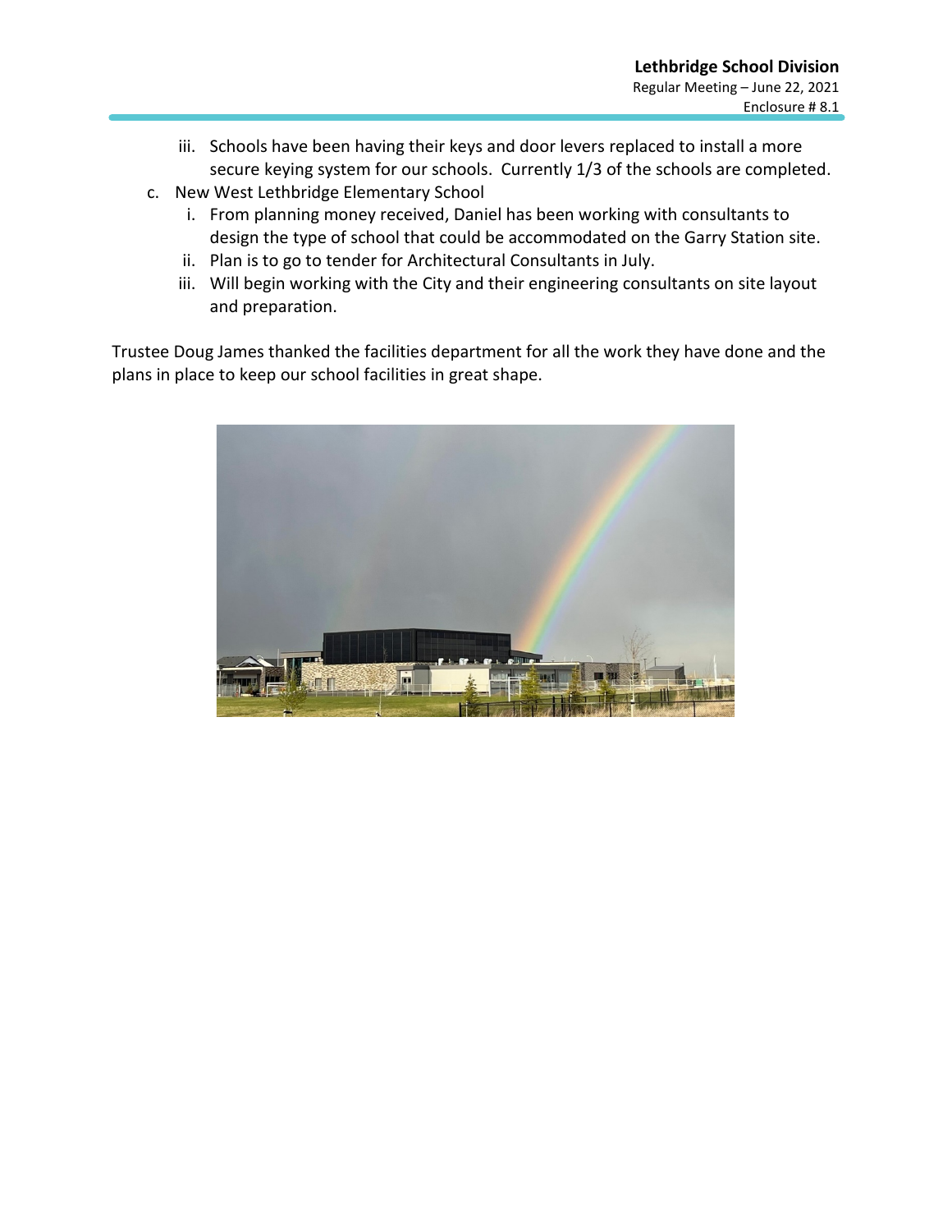iii. Schools have been having their keys and door levers replaced to install a more secure keying system for our schools. Currently 1/3 of the schools are completed.

c. New West Lethbridge Elementary School
   i. From planning money received, Daniel has been working with consultants to design the type of school that could be accommodated on the Garry Station site.
   ii. Plan is to go to tender for Architectural Consultants in July.
   iii. Will begin working with the City and their engineering consultants on site layout and preparation.

Trustee Doug James thanked the facilities department for all the work they have done and the plans in place to keep our school facilities in great shape.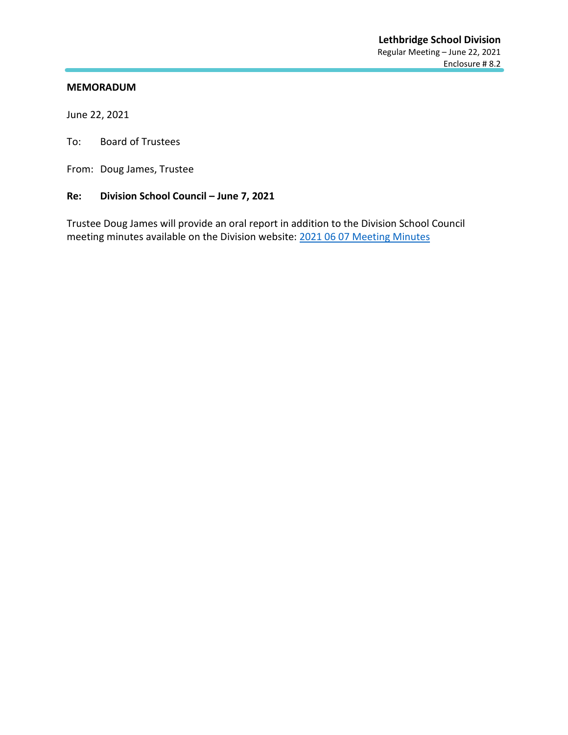**Lethbridge School Division**
Regular Meeting – June 22, 2021
Enclosure # 8.2

**MEMORADUM**

June 22, 2021

To: Board of Trustees

From: Doug James, Trustee

**Re: Division School Council – June 7, 2021**

Trustee Doug James will provide an oral report in addition to the Division School Council meeting minutes available on the Division website: 2021 06 07 Meeting Minutes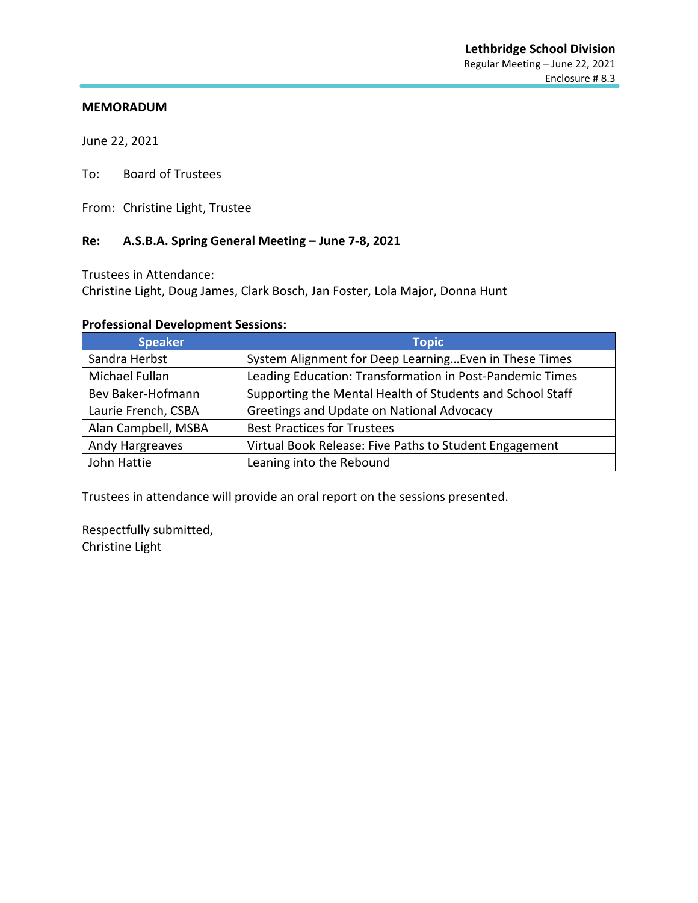Lethbridge School Division
Regular Meeting – June 22, 2021
Enclosure # 8.3

**MEMORADUM**

June 22, 2021

To: Board of Trustees

From: Christine Light, Trustee

**Re: A.S.B.A. Spring General Meeting – June 7-8, 2021**

Trustees in Attendance:
Christine Light, Doug James, Clark Bosch, Jan Foster, Lola Major, Donna Hunt

**Professional Development Sessions:**

| Speaker | Topic |
|---|---|
| Sandra Herbst | System Alignment for Deep Learning…Even in These Times |
| Michael Fullan | Leading Education: Transformation in Post-Pandemic Times |
| Bev Baker-Hofmann | Supporting the Mental Health of Students and School Staff |
| Laurie French, CSBA | Greetings and Update on National Advocacy |
| Alan Campbell, MSBA | Best Practices for Trustees |
| Andy Hargreaves | Virtual Book Release: Five Paths to Student Engagement |
| John Hattie | Leaning into the Rebound |

Trustees in attendance will provide an oral report on the sessions presented.

Respectfully submitted,
Christine Light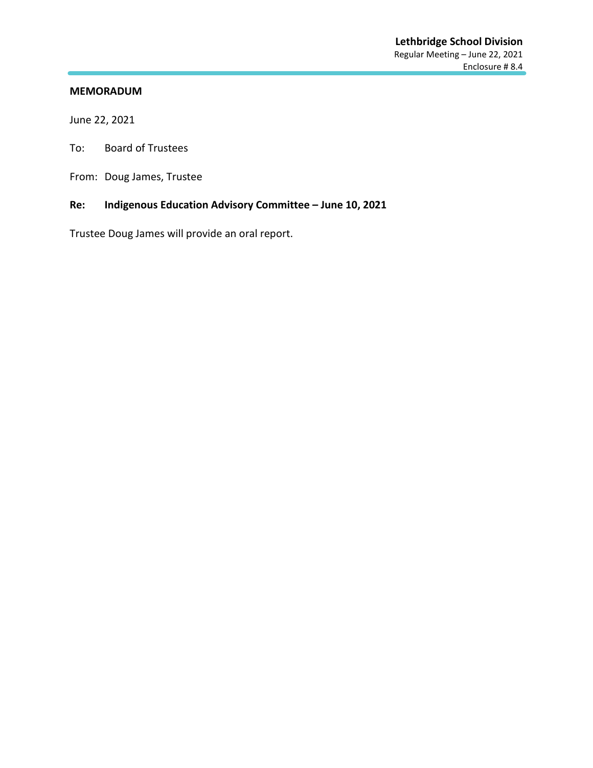**Lethbridge School Division**
Regular Meeting – June 22, 2021
Enclosure # 8.4

**MEMORADUM**

June 22, 2021

To: Board of Trustees

From: Doug James, Trustee

**Re: Indigenous Education Advisory Committee – June 10, 2021**

Trustee Doug James will provide an oral report.